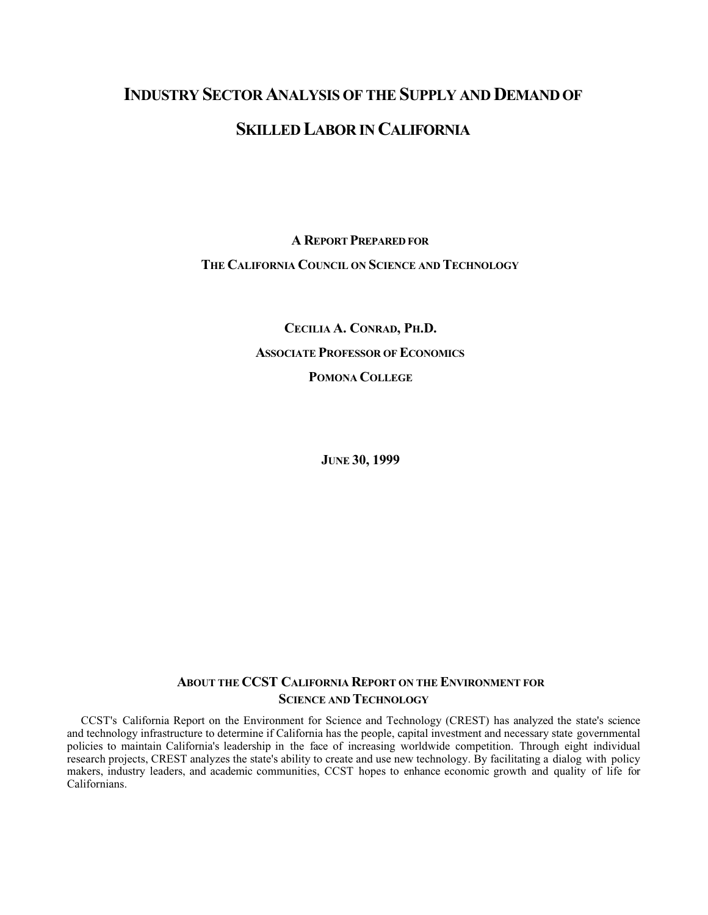# Industry Sector Analysis of the Supply and Demand of Skilled Labor in California

**A Report Prepared for**

**The California Council on Science and Technology**

**Cecilia A. Conrad, Ph.D.**

**Associate Professor of Economics**

**Pomona College**

**June 30, 1999**

## About the CCST California Report on the Environment for Science and Technology

CCST's California Report on the Environment for Science and Technology (CREST) has analyzed the state's science and technology infrastructure to determine if California has the people, capital investment and necessary state governmental policies to maintain California's leadership in the face of increasing worldwide competition. Through eight individual research projects, CREST analyzes the state's ability to create and use new technology. By facilitating a dialog with policy makers, industry leaders, and academic communities, CCST hopes to enhance economic growth and quality of life for Californians.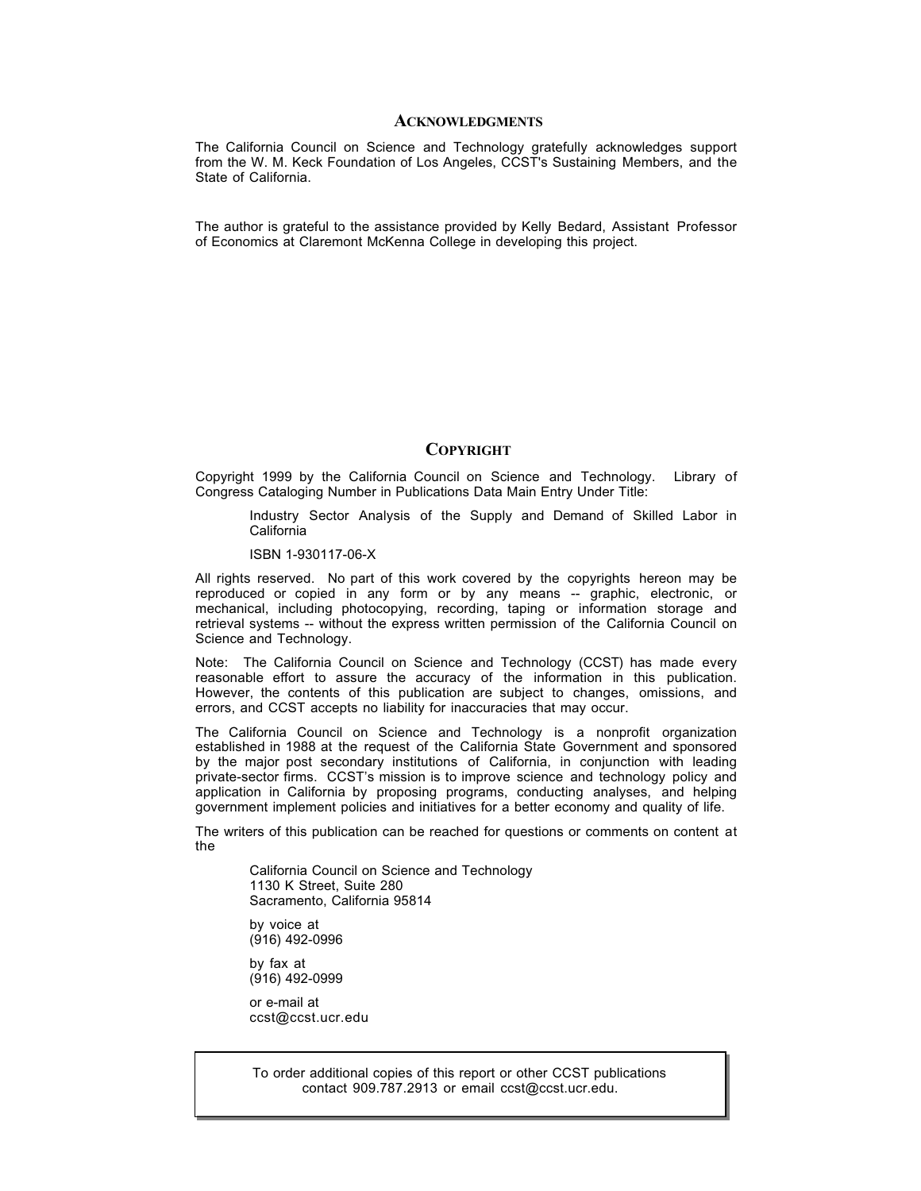## Acknowledgments

The California Council on Science and Technology gratefully acknowledges support from the W. M. Keck Foundation of Los Angeles, CCST's Sustaining Members, and the State of California.

The author is grateful to the assistance provided by Kelly Bedard, Assistant Professor of Economics at Claremont McKenna College in developing this project.

## Copyright

Copyright 1999 by the California Council on Science and Technology. Library of Congress Cataloging Number in Publications Data Main Entry Under Title:

> Industry Sector Analysis of the Supply and Demand of Skilled Labor in California
>
> ISBN 1-930117-06-X

All rights reserved. No part of this work covered by the copyrights hereon may be reproduced or copied in any form or by any means -- graphic, electronic, or mechanical, including photocopying, recording, taping or information storage and retrieval systems -- without the express written permission of the California Council on Science and Technology.

Note: The California Council on Science and Technology (CCST) has made every reasonable effort to assure the accuracy of the information in this publication. However, the contents of this publication are subject to changes, omissions, and errors, and CCST accepts no liability for inaccuracies that may occur.

The California Council on Science and Technology is a nonprofit organization established in 1988 at the request of the California State Government and sponsored by the major post secondary institutions of California, in conjunction with leading private-sector firms. CCST's mission is to improve science and technology policy and application in California by proposing programs, conducting analyses, and helping government implement policies and initiatives for a better economy and quality of life.

The writers of this publication can be reached for questions or comments on content at the

> California Council on Science and Technology
> 1130 K Street, Suite 280
> Sacramento, California 95814
>
> by voice at
> (916) 492-0996
>
> by fax at
> (916) 492-0999
>
> or e-mail at
> ccst@ccst.ucr.edu

To order additional copies of this report or other CCST publications contact 909.787.2913 or email ccst@ccst.ucr.edu.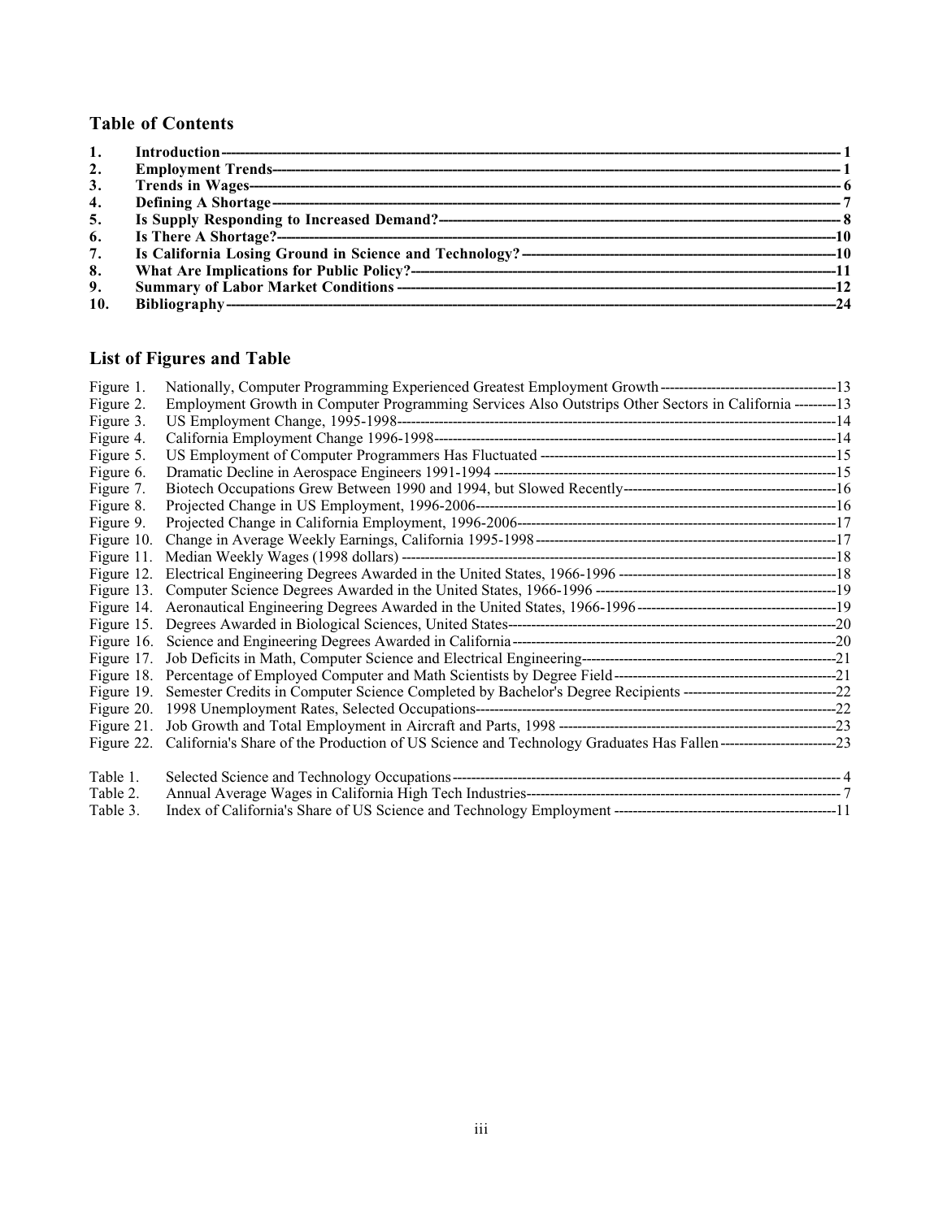## Table of Contents

| | | |
|---|---|---|
| **1.** | **Introduction** | **1** |
| **2.** | **Employment Trends** | **1** |
| **3.** | **Trends in Wages** | **6** |
| **4.** | **Defining A Shortage** | **7** |
| **5.** | **Is Supply Responding to Increased Demand?** | **8** |
| **6.** | **Is There A Shortage?** | **10** |
| **7.** | **Is California Losing Ground in Science and Technology?** | **10** |
| **8.** | **What Are Implications for Public Policy?** | **11** |
| **9.** | **Summary of Labor Market Conditions** | **12** |
| **10.** | **Bibliography** | **24** |

## List of Figures and Table

| | | |
|---|---|---|
| Figure 1. | Nationally, Computer Programming Experienced Greatest Employment Growth | 13 |
| Figure 2. | Employment Growth in Computer Programming Services Also Outstrips Other Sectors in California | 13 |
| Figure 3. | US Employment Change, 1995-1998 | 14 |
| Figure 4. | California Employment Change 1996-1998 | 14 |
| Figure 5. | US Employment of Computer Programmers Has Fluctuated | 15 |
| Figure 6. | Dramatic Decline in Aerospace Engineers 1991-1994 | 15 |
| Figure 7. | Biotech Occupations Grew Between 1990 and 1994, but Slowed Recently | 16 |
| Figure 8. | Projected Change in US Employment, 1996-2006 | 16 |
| Figure 9. | Projected Change in California Employment, 1996-2006 | 17 |
| Figure 10. | Change in Average Weekly Earnings, California 1995-1998 | 17 |
| Figure 11. | Median Weekly Wages (1998 dollars) | 18 |
| Figure 12. | Electrical Engineering Degrees Awarded in the United States, 1966-1996 | 18 |
| Figure 13. | Computer Science Degrees Awarded in the United States, 1966-1996 | 19 |
| Figure 14. | Aeronautical Engineering Degrees Awarded in the United States, 1966-1996 | 19 |
| Figure 15. | Degrees Awarded in Biological Sciences, United States | 20 |
| Figure 16. | Science and Engineering Degrees Awarded in California | 20 |
| Figure 17. | Job Deficits in Math, Computer Science and Electrical Engineering | 21 |
| Figure 18. | Percentage of Employed Computer and Math Scientists by Degree Field | 21 |
| Figure 19. | Semester Credits in Computer Science Completed by Bachelor's Degree Recipients | 22 |
| Figure 20. | 1998 Unemployment Rates, Selected Occupations | 22 |
| Figure 21. | Job Growth and Total Employment in Aircraft and Parts, 1998 | 23 |
| Figure 22. | California's Share of the Production of US Science and Technology Graduates Has Fallen | 23 |
| Table 1. | Selected Science and Technology Occupations | 4 |
| Table 2. | Annual Average Wages in California High Tech Industries | 7 |
| Table 3. | Index of California's Share of US Science and Technology Employment | 11 |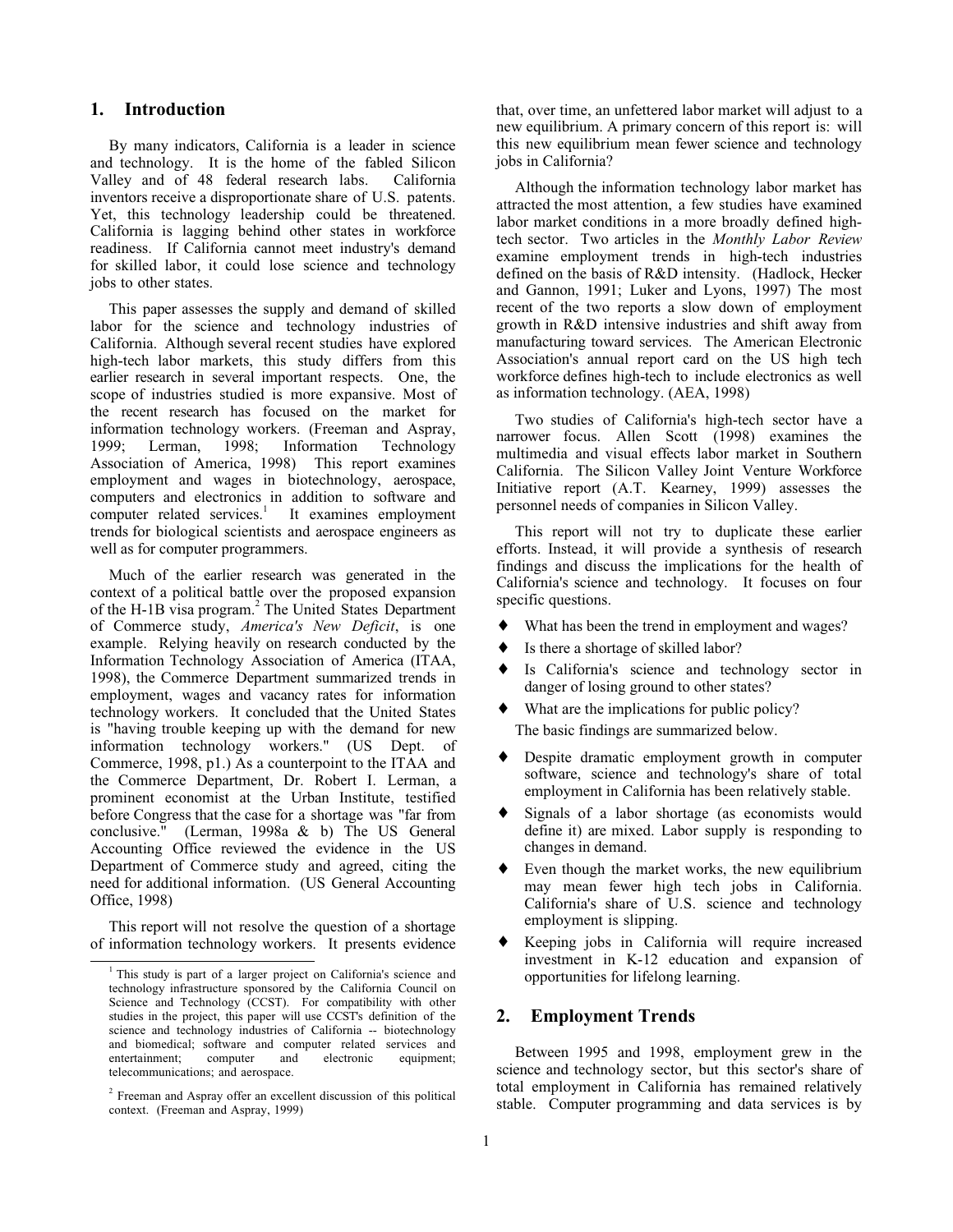## 1. Introduction

By many indicators, California is a leader in science and technology. It is the home of the fabled Silicon Valley and of 48 federal research labs. California inventors receive a disproportionate share of U.S. patents. Yet, this technology leadership could be threatened. California is lagging behind other states in workforce readiness. If California cannot meet industry's demand for skilled labor, it could lose science and technology jobs to other states.

This paper assesses the supply and demand of skilled labor for the science and technology industries of California. Although several recent studies have explored high-tech labor markets, this study differs from this earlier research in several important respects. One, the scope of industries studied is more expansive. Most of the recent research has focused on the market for information technology workers. (Freeman and Aspray, 1999; Lerman, 1998; Information Technology Association of America, 1998) This report examines employment and wages in biotechnology, aerospace, computers and electronics in addition to software and computer related services.[1] It examines employment trends for biological scientists and aerospace engineers as well as for computer programmers.

Much of the earlier research was generated in the context of a political battle over the proposed expansion of the H-1B visa program.[2] The United States Department of Commerce study, *America's New Deficit*, is one example. Relying heavily on research conducted by the Information Technology Association of America (ITAA, 1998), the Commerce Department summarized trends in employment, wages and vacancy rates for information technology workers. It concluded that the United States is "having trouble keeping up with the demand for new information technology workers." (US Dept. of Commerce, 1998, p1.) As a counterpoint to the ITAA and the Commerce Department, Dr. Robert I. Lerman, a prominent economist at the Urban Institute, testified before Congress that the case for a shortage was "far from conclusive." (Lerman, 1998a & b) The US General Accounting Office reviewed the evidence in the US Department of Commerce study and agreed, citing the need for additional information. (US General Accounting Office, 1998)

This report will not resolve the question of a shortage of information technology workers. It presents evidence that, over time, an unfettered labor market will adjust to a new equilibrium. A primary concern of this report is: will this new equilibrium mean fewer science and technology jobs in California?

Although the information technology labor market has attracted the most attention, a few studies have examined labor market conditions in a more broadly defined high-tech sector. Two articles in the *Monthly Labor Review* examine employment trends in high-tech industries defined on the basis of R&D intensity. (Hadlock, Hecker and Gannon, 1991; Luker and Lyons, 1997) The most recent of the two reports a slow down of employment growth in R&D intensive industries and shift away from manufacturing toward services. The American Electronic Association's annual report card on the US high tech workforce defines high-tech to include electronics as well as information technology. (AEA, 1998)

Two studies of California's high-tech sector have a narrower focus. Allen Scott (1998) examines the multimedia and visual effects labor market in Southern California. The Silicon Valley Joint Venture Workforce Initiative report (A.T. Kearney, 1999) assesses the personnel needs of companies in Silicon Valley.

This report will not try to duplicate these earlier efforts. Instead, it will provide a synthesis of research findings and discuss the implications for the health of California's science and technology. It focuses on four specific questions.

- What has been the trend in employment and wages?
- Is there a shortage of skilled labor?
- Is California's science and technology sector in danger of losing ground to other states?
- What are the implications for public policy?

The basic findings are summarized below.

- Despite dramatic employment growth in computer software, science and technology's share of total employment in California has been relatively stable.
- Signals of a labor shortage (as economists would define it) are mixed. Labor supply is responding to changes in demand.
- Even though the market works, the new equilibrium may mean fewer high tech jobs in California. California's share of U.S. science and technology employment is slipping.
- Keeping jobs in California will require increased investment in K-12 education and expansion of opportunities for lifelong learning.

## 2. Employment Trends

Between 1995 and 1998, employment grew in the science and technology sector, but this sector's share of total employment in California has remained relatively stable. Computer programming and data services is by

[1] This study is part of a larger project on California's science and technology infrastructure sponsored by the California Council on Science and Technology (CCST). For compatibility with other studies in the project, this paper will use CCST's definition of the science and technology industries of California -- biotechnology and biomedical; software and computer related services and entertainment; computer and electronic equipment; telecommunications; and aerospace.

[2] Freeman and Aspray offer an excellent discussion of this political context. (Freeman and Aspray, 1999)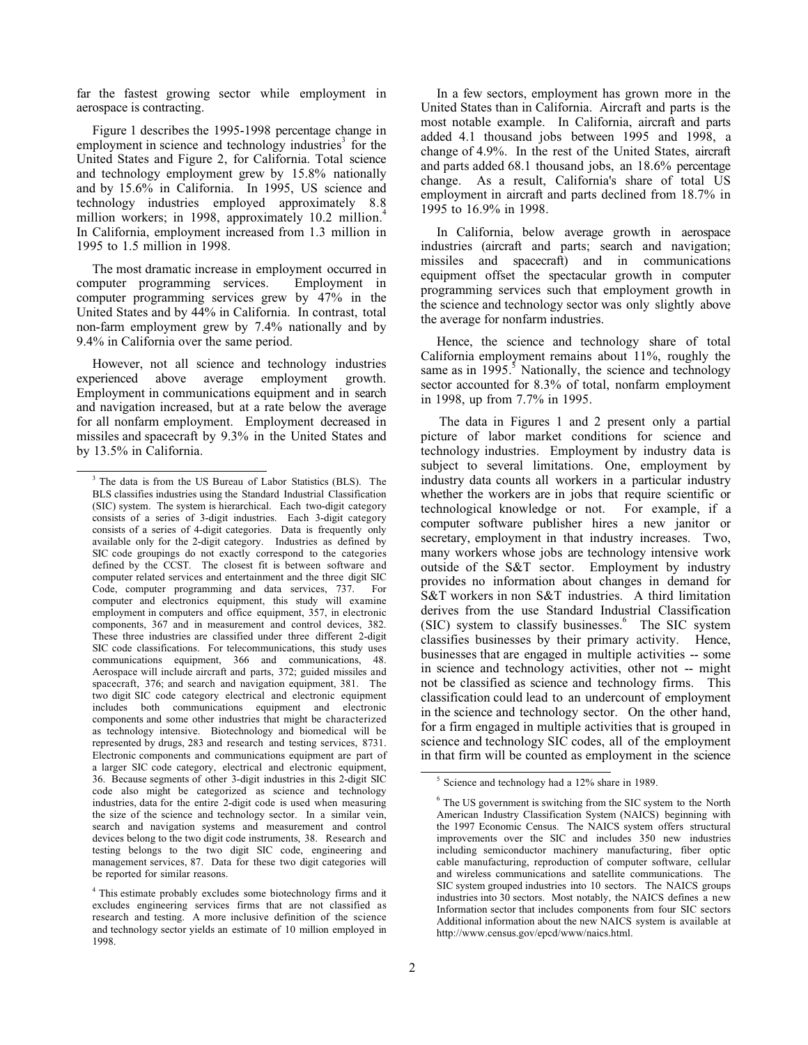far the fastest growing sector while employment in aerospace is contracting.

Figure 1 describes the 1995-1998 percentage change in employment in science and technology industries[3] for the United States and Figure 2, for California. Total science and technology employment grew by 15.8% nationally and by 15.6% in California. In 1995, US science and technology industries employed approximately 8.8 million workers; in 1998, approximately 10.2 million.[4] In California, employment increased from 1.3 million in 1995 to 1.5 million in 1998.

The most dramatic increase in employment occurred in computer programming services. Employment in computer programming services grew by 47% in the United States and by 44% in California. In contrast, total non-farm employment grew by 7.4% nationally and by 9.4% in California over the same period.

However, not all science and technology industries experienced above average employment growth. Employment in communications equipment and in search and navigation increased, but at a rate below the average for all nonfarm employment. Employment decreased in missiles and spacecraft by 9.3% in the United States and by 13.5% in California.

In a few sectors, employment has grown more in the United States than in California. Aircraft and parts is the most notable example. In California, aircraft and parts added 4.1 thousand jobs between 1995 and 1998, a change of 4.9%. In the rest of the United States, aircraft and parts added 68.1 thousand jobs, an 18.6% percentage change. As a result, California's share of total US employment in aircraft and parts declined from 18.7% in 1995 to 16.9% in 1998.

In California, below average growth in aerospace industries (aircraft and parts; search and navigation; missiles and spacecraft) and in communications equipment offset the spectacular growth in computer programming services such that employment growth in the science and technology sector was only slightly above the average for nonfarm industries.

Hence, the science and technology share of total California employment remains about 11%, roughly the same as in 1995.[5] Nationally, the science and technology sector accounted for 8.3% of total, nonfarm employment in 1998, up from 7.7% in 1995.

The data in Figures 1 and 2 present only a partial picture of labor market conditions for science and technology industries. Employment by industry data is subject to several limitations. One, employment by industry data counts all workers in a particular industry whether the workers are in jobs that require scientific or technological knowledge or not. For example, if a computer software publisher hires a new janitor or secretary, employment in that industry increases. Two, many workers whose jobs are technology intensive work outside of the S&T sector. Employment by industry provides no information about changes in demand for S&T workers in non S&T industries. A third limitation derives from the use Standard Industrial Classification (SIC) system to classify businesses.[6] The SIC system classifies businesses by their primary activity. Hence, businesses that are engaged in multiple activities -- some in science and technology activities, other not -- might not be classified as science and technology firms. This classification could lead to an undercount of employment in the science and technology sector. On the other hand, for a firm engaged in multiple activities that is grouped in science and technology SIC codes, all of the employment in that firm will be counted as employment in the science

---

[3] The data is from the US Bureau of Labor Statistics (BLS). The BLS classifies industries using the Standard Industrial Classification (SIC) system. The system is hierarchical. Each two-digit category consists of a series of 3-digit industries. Each 3-digit category consists of a series of 4-digit categories. Data is frequently only available only for the 2-digit category. Industries as defined by SIC code groupings do not exactly correspond to the categories defined by the CCST. The closest fit is between software and computer related services and entertainment and the three digit SIC Code, computer programming and data services, 737. For computer and electronics equipment, this study will examine employment in computers and office equipment, 357, in electronic components, 367 and in measurement and control devices, 382. These three industries are classified under three different 2-digit SIC code classifications. For telecommunications, this study uses communications equipment, 366 and communications, 48. Aerospace will include aircraft and parts, 372; guided missiles and spacecraft, 376; and search and navigation equipment, 381. The two digit SIC code category electrical and electronic equipment includes both communications equipment and electronic components and some other industries that might be characterized as technology intensive. Biotechnology and biomedical will be represented by drugs, 283 and research and testing services, 8731. Electronic components and communications equipment are part of a larger SIC code category, electrical and electronic equipment, 36. Because segments of other 3-digit industries in this 2-digit SIC code also might be categorized as science and technology industries, data for the entire 2-digit code is used when measuring the size of the science and technology sector. In a similar vein, search and navigation systems and measurement and control devices belong to the two digit code instruments, 38. Research and testing belongs to the two digit SIC code, engineering and management services, 87. Data for these two digit categories will be reported for similar reasons.

[4] This estimate probably excludes some biotechnology firms and it excludes engineering services firms that are not classified as research and testing. A more inclusive definition of the science and technology sector yields an estimate of 10 million employed in 1998.

[5] Science and technology had a 12% share in 1989.

[6] The US government is switching from the SIC system to the North American Industry Classification System (NAICS) beginning with the 1997 Economic Census. The NAICS system offers structural improvements over the SIC and includes 350 new industries including semiconductor machinery manufacturing, fiber optic cable manufacturing, reproduction of computer software, cellular and wireless communications and satellite communications. The SIC system grouped industries into 10 sectors. The NAICS groups industries into 30 sectors. Most notably, the NAICS defines a new Information sector that includes components from four SIC sectors Additional information about the new NAICS system is available at http://www.census.gov/epcd/www/naics.html.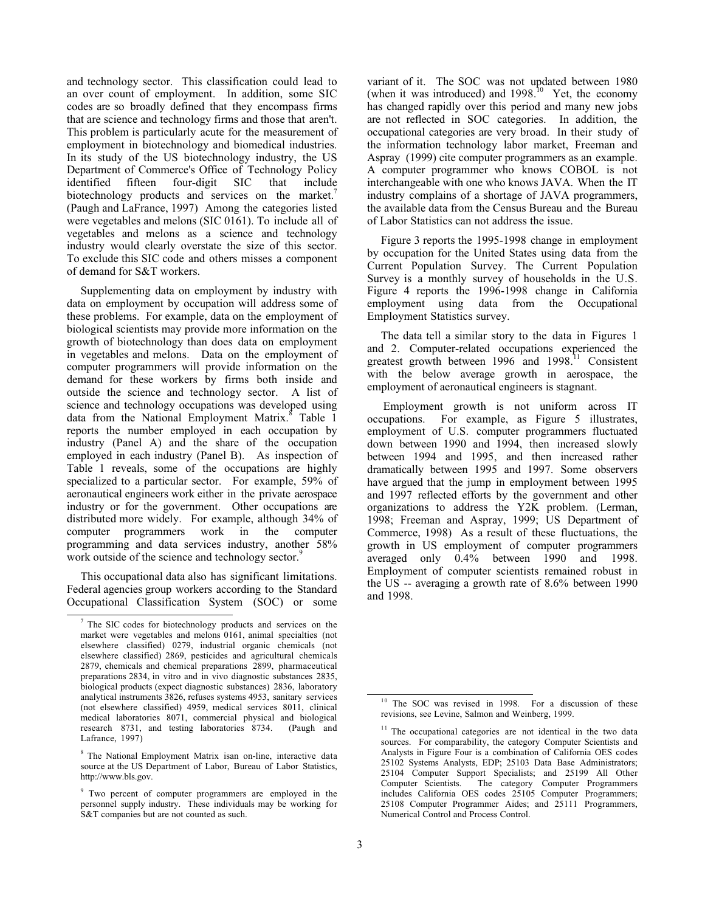and technology sector. This classification could lead to an over count of employment. In addition, some SIC codes are so broadly defined that they encompass firms that are science and technology firms and those that aren't. This problem is particularly acute for the measurement of employment in biotechnology and biomedical industries. In its study of the US biotechnology industry, the US Department of Commerce's Office of Technology Policy identified fifteen four-digit SIC that include biotechnology products and services on the market.[7] (Paugh and LaFrance, 1997) Among the categories listed were vegetables and melons (SIC 0161). To include all of vegetables and melons as a science and technology industry would clearly overstate the size of this sector. To exclude this SIC code and others misses a component of demand for S&T workers.

Supplementing data on employment by industry with data on employment by occupation will address some of these problems. For example, data on the employment of biological scientists may provide more information on the growth of biotechnology than does data on employment in vegetables and melons. Data on the employment of computer programmers will provide information on the demand for these workers by firms both inside and outside the science and technology sector. A list of science and technology occupations was developed using data from the National Employment Matrix.[8] Table 1 reports the number employed in each occupation by industry (Panel A) and the share of the occupation employed in each industry (Panel B). As inspection of Table 1 reveals, some of the occupations are highly specialized to a particular sector. For example, 59% of aeronautical engineers work either in the private aerospace industry or for the government. Other occupations are distributed more widely. For example, although 34% of computer programmers work in the computer programming and data services industry, another 58% work outside of the science and technology sector.[9]

This occupational data also has significant limitations. Federal agencies group workers according to the Standard Occupational Classification System (SOC) or some variant of it. The SOC was not updated between 1980 (when it was introduced) and 1998.[10] Yet, the economy has changed rapidly over this period and many new jobs are not reflected in SOC categories. In addition, the occupational categories are very broad. In their study of the information technology labor market, Freeman and Aspray (1999) cite computer programmers as an example. A computer programmer who knows COBOL is not interchangeable with one who knows JAVA. When the IT industry complains of a shortage of JAVA programmers, the available data from the Census Bureau and the Bureau of Labor Statistics can not address the issue.

Figure 3 reports the 1995-1998 change in employment by occupation for the United States using data from the Current Population Survey. The Current Population Survey is a monthly survey of households in the U.S. Figure 4 reports the 1996-1998 change in California employment using data from the Occupational Employment Statistics survey.

The data tell a similar story to the data in Figures 1 and 2. Computer-related occupations experienced the greatest growth between 1996 and 1998.[11] Consistent with the below average growth in aerospace, the employment of aeronautical engineers is stagnant.

Employment growth is not uniform across IT occupations. For example, as Figure 5 illustrates, employment of U.S. computer programmers fluctuated down between 1990 and 1994, then increased slowly between 1994 and 1995, and then increased rather dramatically between 1995 and 1997. Some observers have argued that the jump in employment between 1995 and 1997 reflected efforts by the government and other organizations to address the Y2K problem. (Lerman, 1998; Freeman and Aspray, 1999; US Department of Commerce, 1998) As a result of these fluctuations, the growth in US employment of computer programmers averaged only 0.4% between 1990 and 1998. Employment of computer scientists remained robust in the US -- averaging a growth rate of 8.6% between 1990 and 1998.

---

[7] The SIC codes for biotechnology products and services on the market were vegetables and melons 0161, animal specialties (not elsewhere classified) 0279, industrial organic chemicals (not elsewhere classified) 2869, pesticides and agricultural chemicals 2879, chemicals and chemical preparations 2899, pharmaceutical preparations 2834, in vitro and in vivo diagnostic substances 2835, biological products (expect diagnostic substances) 2836, laboratory analytical instruments 3826, refuses systems 4953, sanitary services (not elsewhere classified) 4959, medical services 8011, clinical medical laboratories 8071, commercial physical and biological research 8731, and testing laboratories 8734. (Paugh and Lafrance, 1997)

[8] The National Employment Matrix isan on-line, interactive data source at the US Department of Labor, Bureau of Labor Statistics, http://www.bls.gov.

[9] Two percent of computer programmers are employed in the personnel supply industry. These individuals may be working for S&T companies but are not counted as such.

[10] The SOC was revised in 1998. For a discussion of these revisions, see Levine, Salmon and Weinberg, 1999.

[11] The occupational categories are not identical in the two data sources. For comparability, the category Computer Scientists and Analysts in Figure Four is a combination of California OES codes 25102 Systems Analysts, EDP; 25103 Data Base Administrators; 25104 Computer Support Specialists; and 25199 All Other Computer Scientists. The category Computer Programmers includes California OES codes 25105 Computer Programmers; 25108 Computer Programmer Aides; and 25111 Programmers, Numerical Control and Process Control.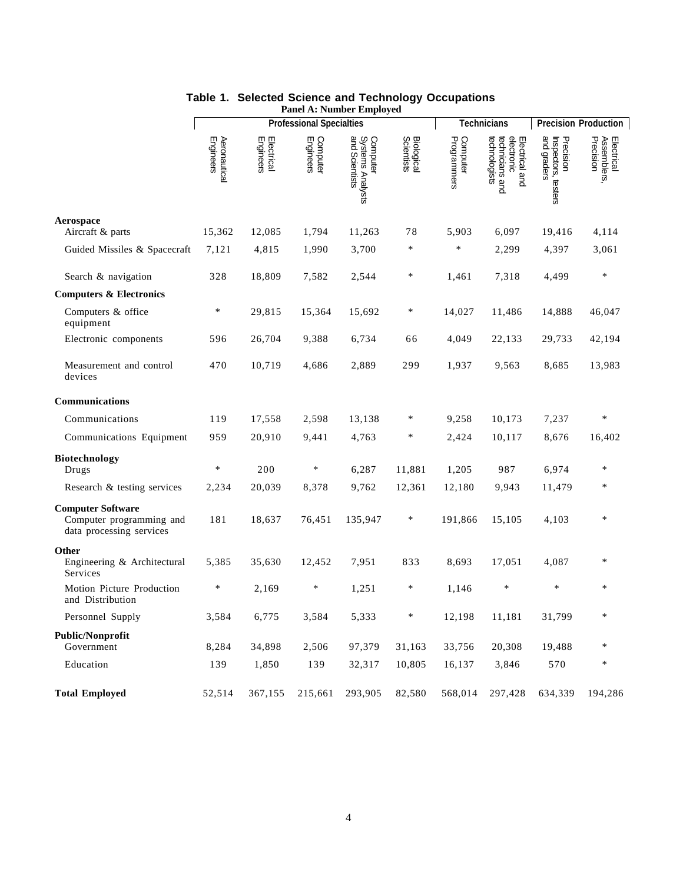# Table 1. Selected Science and Technology Occupations

**Panel A: Number Employed**

| | Professional Specialties | | | | | Technicians | | Precision Production | |
|---|---|---|---|---|---|---|---|---|---|
| | Aeronautical Engineers | Electrical Engineers | Computer Engineers | Computer Systems Analysts and Scientists | Biological Scientists | Computer Programmers | Electrical and electronic technicians and technologists | Precision Inspectors, testers and graders | Electrical Assemblers, Precision |
| **Aerospace** | | | | | | | | | |
| Aircraft & parts | 15,362 | 12,085 | 1,794 | 11,263 | 78 | 5,903 | 6,097 | 19,416 | 4,114 |
| Guided Missiles & Spacecraft | 7,121 | 4,815 | 1,990 | 3,700 | * | * | 2,299 | 4,397 | 3,061 |
| Search & navigation | 328 | 18,809 | 7,582 | 2,544 | * | 1,461 | 7,318 | 4,499 | * |
| **Computers & Electronics** | | | | | | | | | |
| Computers & office equipment | * | 29,815 | 15,364 | 15,692 | * | 14,027 | 11,486 | 14,888 | 46,047 |
| Electronic components | 596 | 26,704 | 9,388 | 6,734 | 66 | 4,049 | 22,133 | 29,733 | 42,194 |
| Measurement and control devices | 470 | 10,719 | 4,686 | 2,889 | 299 | 1,937 | 9,563 | 8,685 | 13,983 |
| **Communications** | | | | | | | | | |
| Communications | 119 | 17,558 | 2,598 | 13,138 | * | 9,258 | 10,173 | 7,237 | * |
| Communications Equipment | 959 | 20,910 | 9,441 | 4,763 | * | 2,424 | 10,117 | 8,676 | 16,402 |
| **Biotechnology** | | | | | | | | | |
| Drugs | * | 200 | * | 6,287 | 11,881 | 1,205 | 987 | 6,974 | * |
| Research & testing services | 2,234 | 20,039 | 8,378 | 9,762 | 12,361 | 12,180 | 9,943 | 11,479 | * |
| **Computer Software** | | | | | | | | | |
| Computer programming and data processing services | 181 | 18,637 | 76,451 | 135,947 | * | 191,866 | 15,105 | 4,103 | * |
| **Other** | | | | | | | | | |
| Engineering & Architectural Services | 5,385 | 35,630 | 12,452 | 7,951 | 833 | 8,693 | 17,051 | 4,087 | * |
| Motion Picture Production and Distribution | * | 2,169 | * | 1,251 | * | 1,146 | * | * | * |
| Personnel Supply | 3,584 | 6,775 | 3,584 | 5,333 | * | 12,198 | 11,181 | 31,799 | * |
| **Public/Nonprofit** | | | | | | | | | |
| Government | 8,284 | 34,898 | 2,506 | 97,379 | 31,163 | 33,756 | 20,308 | 19,488 | * |
| Education | 139 | 1,850 | 139 | 32,317 | 10,805 | 16,137 | 3,846 | 570 | * |
| **Total Employed** | 52,514 | 367,155 | 215,661 | 293,905 | 82,580 | 568,014 | 297,428 | 634,339 | 194,286 |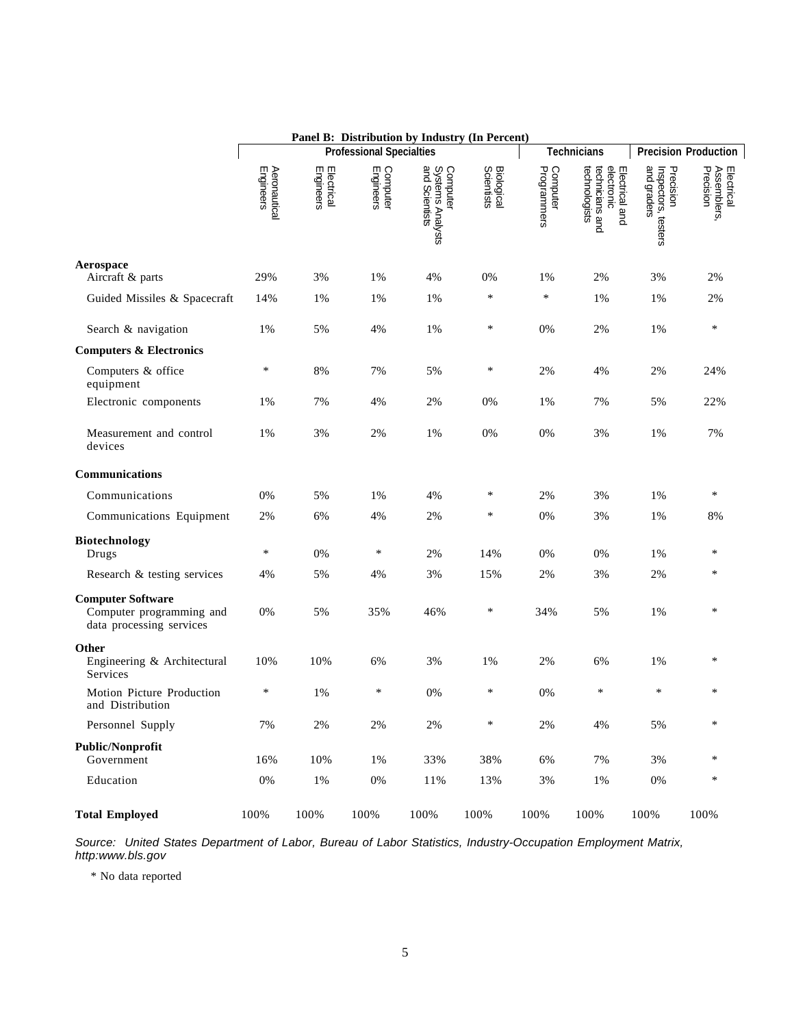**Panel B: Distribution by Industry (In Percent)**

| | Professional Specialties | | | | | Technicians | | Precision Production | |
|---|---|---|---|---|---|---|---|---|---|
| | Aeronautical Engineers | Electrical Engineers | Computer Engineers | Computer Systems Analysts and Scientists | Biological Scientists | Computer Programmers | Electrical and electronic technicians and technologists | Precision Inspectors, testers and graders | Electrical Assemblers, Precision |
| **Aerospace** | | | | | | | | | |
| Aircraft & parts | 29% | 3% | 1% | 4% | 0% | 1% | 2% | 3% | 2% |
| Guided Missiles & Spacecraft | 14% | 1% | 1% | 1% | * | * | 1% | 1% | 2% |
| Search & navigation | 1% | 5% | 4% | 1% | * | 0% | 2% | 1% | * |
| **Computers & Electronics** | | | | | | | | | |
| Computers & office equipment | * | 8% | 7% | 5% | * | 2% | 4% | 2% | 24% |
| Electronic components | 1% | 7% | 4% | 2% | 0% | 1% | 7% | 5% | 22% |
| Measurement and control devices | 1% | 3% | 2% | 1% | 0% | 0% | 3% | 1% | 7% |
| **Communications** | | | | | | | | | |
| Communications | 0% | 5% | 1% | 4% | * | 2% | 3% | 1% | * |
| Communications Equipment | 2% | 6% | 4% | 2% | * | 0% | 3% | 1% | 8% |
| **Biotechnology** | | | | | | | | | |
| Drugs | * | 0% | * | 2% | 14% | 0% | 0% | 1% | * |
| Research & testing services | 4% | 5% | 4% | 3% | 15% | 2% | 3% | 2% | * |
| **Computer Software** | | | | | | | | | |
| Computer programming and data processing services | 0% | 5% | 35% | 46% | * | 34% | 5% | 1% | * |
| **Other** | | | | | | | | | |
| Engineering & Architectural Services | 10% | 10% | 6% | 3% | 1% | 2% | 6% | 1% | * |
| Motion Picture Production and Distribution | * | 1% | * | 0% | * | 0% | * | * | * |
| Personnel Supply | 7% | 2% | 2% | 2% | * | 2% | 4% | 5% | * |
| **Public/Nonprofit** | | | | | | | | | |
| Government | 16% | 10% | 1% | 33% | 38% | 6% | 7% | 3% | * |
| Education | 0% | 1% | 0% | 11% | 13% | 3% | 1% | 0% | * |
| **Total Employed** | 100% | 100% | 100% | 100% | 100% | 100% | 100% | 100% | 100% |

*Source: United States Department of Labor, Bureau of Labor Statistics, Industry-Occupation Employment Matrix, http:www.bls.gov*

\* No data reported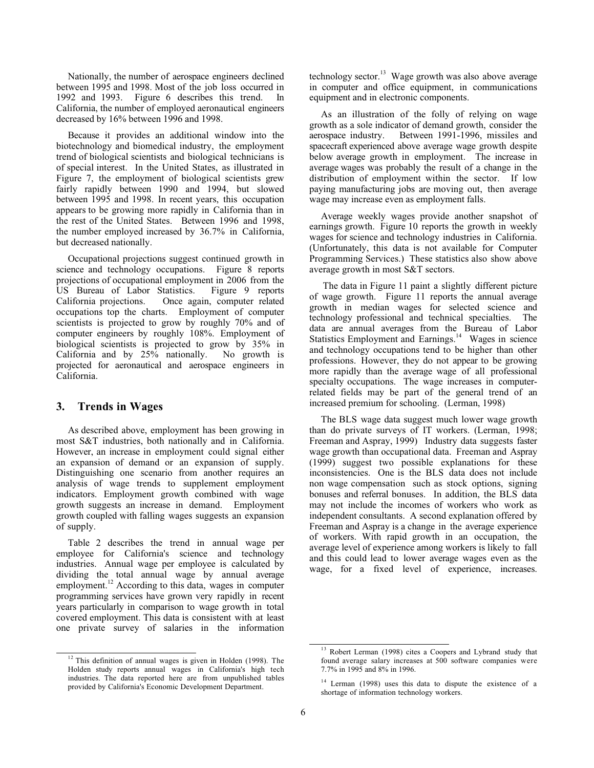Nationally, the number of aerospace engineers declined between 1995 and 1998. Most of the job loss occurred in 1992 and 1993. Figure 6 describes this trend. In California, the number of employed aeronautical engineers decreased by 16% between 1996 and 1998.

Because it provides an additional window into the biotechnology and biomedical industry, the employment trend of biological scientists and biological technicians is of special interest. In the United States, as illustrated in Figure 7, the employment of biological scientists grew fairly rapidly between 1990 and 1994, but slowed between 1995 and 1998. In recent years, this occupation appears to be growing more rapidly in California than in the rest of the United States. Between 1996 and 1998, the number employed increased by 36.7% in California, but decreased nationally.

Occupational projections suggest continued growth in science and technology occupations. Figure 8 reports projections of occupational employment in 2006 from the US Bureau of Labor Statistics. Figure 9 reports California projections. Once again, computer related occupations top the charts. Employment of computer scientists is projected to grow by roughly 70% and of computer engineers by roughly 108%. Employment of biological scientists is projected to grow by 35% in California and by 25% nationally. No growth is projected for aeronautical and aerospace engineers in California.

## 3. Trends in Wages

As described above, employment has been growing in most S&T industries, both nationally and in California. However, an increase in employment could signal either an expansion of demand or an expansion of supply. Distinguishing one scenario from another requires an analysis of wage trends to supplement employment indicators. Employment growth combined with wage growth suggests an increase in demand. Employment growth coupled with falling wages suggests an expansion of supply.

Table 2 describes the trend in annual wage per employee for California's science and technology industries. Annual wage per employee is calculated by dividing the total annual wage by annual average employment.[12] According to this data, wages in computer programming services have grown very rapidly in recent years particularly in comparison to wage growth in total covered employment. This data is consistent with at least one private survey of salaries in the information technology sector.[13] Wage growth was also above average in computer and office equipment, in communications equipment and in electronic components.

As an illustration of the folly of relying on wage growth as a sole indicator of demand growth, consider the aerospace industry. Between 1991-1996, missiles and spacecraft experienced above average wage growth despite below average growth in employment. The increase in average wages was probably the result of a change in the distribution of employment within the sector. If low paying manufacturing jobs are moving out, then average wage may increase even as employment falls.

Average weekly wages provide another snapshot of earnings growth. Figure 10 reports the growth in weekly wages for science and technology industries in California. (Unfortunately, this data is not available for Computer Programming Services.) These statistics also show above average growth in most S&T sectors.

The data in Figure 11 paint a slightly different picture of wage growth. Figure 11 reports the annual average growth in median wages for selected science and technology professional and technical specialties. The data are annual averages from the Bureau of Labor Statistics Employment and Earnings.[14] Wages in science and technology occupations tend to be higher than other professions. However, they do not appear to be growing more rapidly than the average wage of all professional specialty occupations. The wage increases in computer-related fields may be part of the general trend of an increased premium for schooling. (Lerman, 1998)

The BLS wage data suggest much lower wage growth than do private surveys of IT workers. (Lerman, 1998; Freeman and Aspray, 1999) Industry data suggests faster wage growth than occupational data. Freeman and Aspray (1999) suggest two possible explanations for these inconsistencies. One is the BLS data does not include non wage compensation such as stock options, signing bonuses and referral bonuses. In addition, the BLS data may not include the incomes of workers who work as independent consultants. A second explanation offered by Freeman and Aspray is a change in the average experience of workers. With rapid growth in an occupation, the average level of experience among workers is likely to fall and this could lead to lower average wages even as the wage, for a fixed level of experience, increases.

---

[12] This definition of annual wages is given in Holden (1998). The Holden study reports annual wages in California's high tech industries. The data reported here are from unpublished tables provided by California's Economic Development Department.

[13] Robert Lerman (1998) cites a Coopers and Lybrand study that found average salary increases at 500 software companies were 7.7% in 1995 and 8% in 1996.

[14] Lerman (1998) uses this data to dispute the existence of a shortage of information technology workers.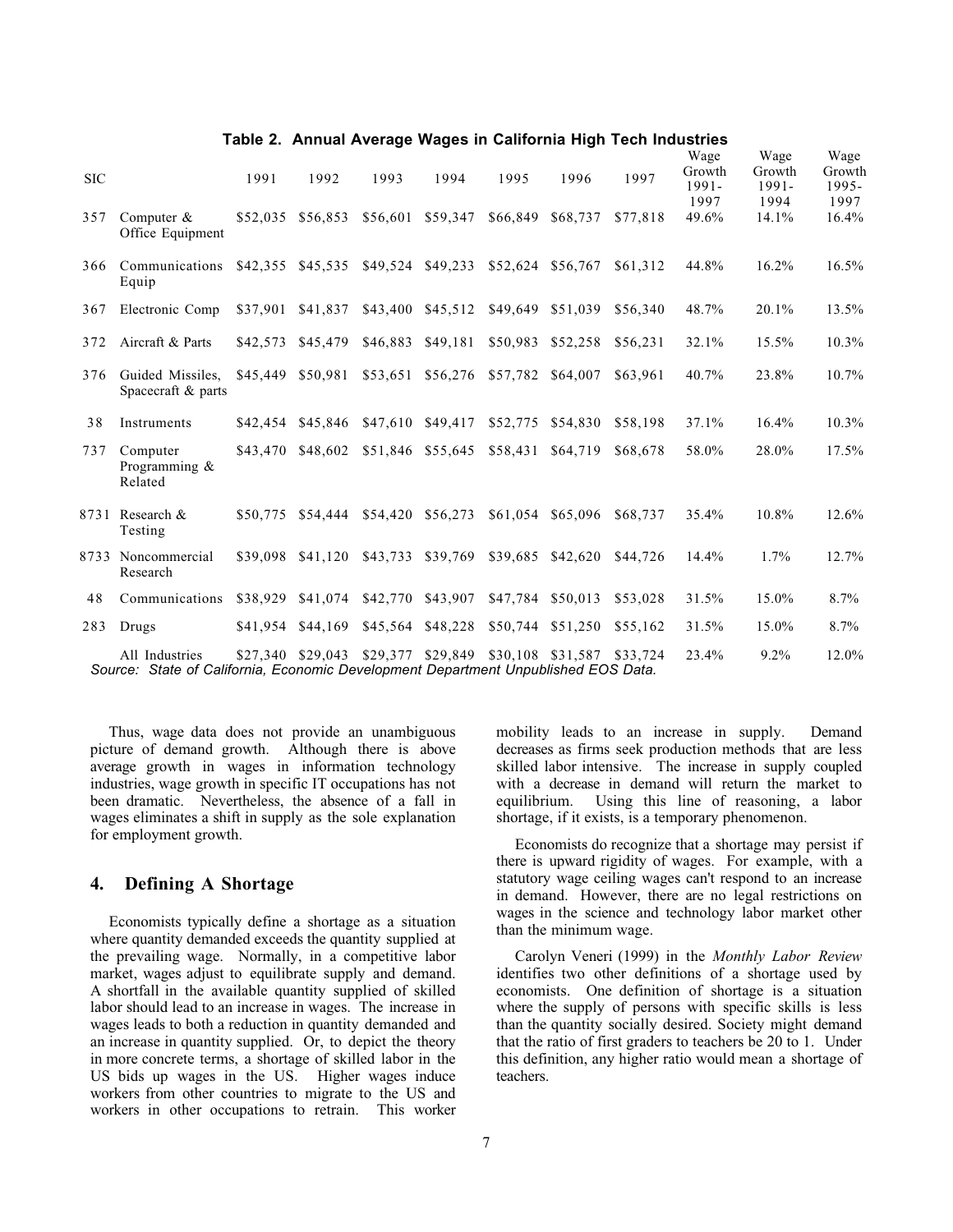**Table 2. Annual Average Wages in California High Tech Industries**

| SIC | | 1991 | 1992 | 1993 | 1994 | 1995 | 1996 | 1997 | Wage Growth 1991-1997 | Wage Growth 1991-1994 | Wage Growth 1995-1997 |
|---|---|---|---|---|---|---|---|---|---|---|---|
| 357 | Computer & Office Equipment | $52,035 | $56,853 | $56,601 | $59,347 | $66,849 | $68,737 | $77,818 | 49.6% | 14.1% | 16.4% |
| 366 | Communications Equip | $42,355 | $45,535 | $49,524 | $49,233 | $52,624 | $56,767 | $61,312 | 44.8% | 16.2% | 16.5% |
| 367 | Electronic Comp | $37,901 | $41,837 | $43,400 | $45,512 | $49,649 | $51,039 | $56,340 | 48.7% | 20.1% | 13.5% |
| 372 | Aircraft & Parts | $42,573 | $45,479 | $46,883 | $49,181 | $50,983 | $52,258 | $56,231 | 32.1% | 15.5% | 10.3% |
| 376 | Guided Missiles, Spacecraft & parts | $45,449 | $50,981 | $53,651 | $56,276 | $57,782 | $64,007 | $63,961 | 40.7% | 23.8% | 10.7% |
| 38 | Instruments | $42,454 | $45,846 | $47,610 | $49,417 | $52,775 | $54,830 | $58,198 | 37.1% | 16.4% | 10.3% |
| 737 | Computer Programming & Related | $43,470 | $48,602 | $51,846 | $55,645 | $58,431 | $64,719 | $68,678 | 58.0% | 28.0% | 17.5% |
| 8731 | Research & Testing | $50,775 | $54,444 | $54,420 | $56,273 | $61,054 | $65,096 | $68,737 | 35.4% | 10.8% | 12.6% |
| 8733 | Noncommercial Research | $39,098 | $41,120 | $43,733 | $39,769 | $39,685 | $42,620 | $44,726 | 14.4% | 1.7% | 12.7% |
| 48 | Communications | $38,929 | $41,074 | $42,770 | $43,907 | $47,784 | $50,013 | $53,028 | 31.5% | 15.0% | 8.7% |
| 283 | Drugs | $41,954 | $44,169 | $45,564 | $48,228 | $50,744 | $51,250 | $55,162 | 31.5% | 15.0% | 8.7% |
| | All Industries | $27,340 | $29,043 | $29,377 | $29,849 | $30,108 | $31,587 | $33,724 | 23.4% | 9.2% | 12.0% |

*Source: State of California, Economic Development Department Unpublished EOS Data.*

Thus, wage data does not provide an unambiguous picture of demand growth. Although there is above average growth in wages in information technology industries, wage growth in specific IT occupations has not been dramatic. Nevertheless, the absence of a fall in wages eliminates a shift in supply as the sole explanation for employment growth.

## 4. Defining A Shortage

Economists typically define a shortage as a situation where quantity demanded exceeds the quantity supplied at the prevailing wage. Normally, in a competitive labor market, wages adjust to equilibrate supply and demand. A shortfall in the available quantity supplied of skilled labor should lead to an increase in wages. The increase in wages leads to both a reduction in quantity demanded and an increase in quantity supplied. Or, to depict the theory in more concrete terms, a shortage of skilled labor in the US bids up wages in the US. Higher wages induce workers from other countries to migrate to the US and workers in other occupations to retrain. This worker mobility leads to an increase in supply. Demand decreases as firms seek production methods that are less skilled labor intensive. The increase in supply coupled with a decrease in demand will return the market to equilibrium. Using this line of reasoning, a labor shortage, if it exists, is a temporary phenomenon.

Economists do recognize that a shortage may persist if there is upward rigidity of wages. For example, with a statutory wage ceiling wages can't respond to an increase in demand. However, there are no legal restrictions on wages in the science and technology labor market other than the minimum wage.

Carolyn Veneri (1999) in the *Monthly Labor Review* identifies two other definitions of a shortage used by economists. One definition of shortage is a situation where the supply of persons with specific skills is less than the quantity socially desired. Society might demand that the ratio of first graders to teachers be 20 to 1. Under this definition, any higher ratio would mean a shortage of teachers.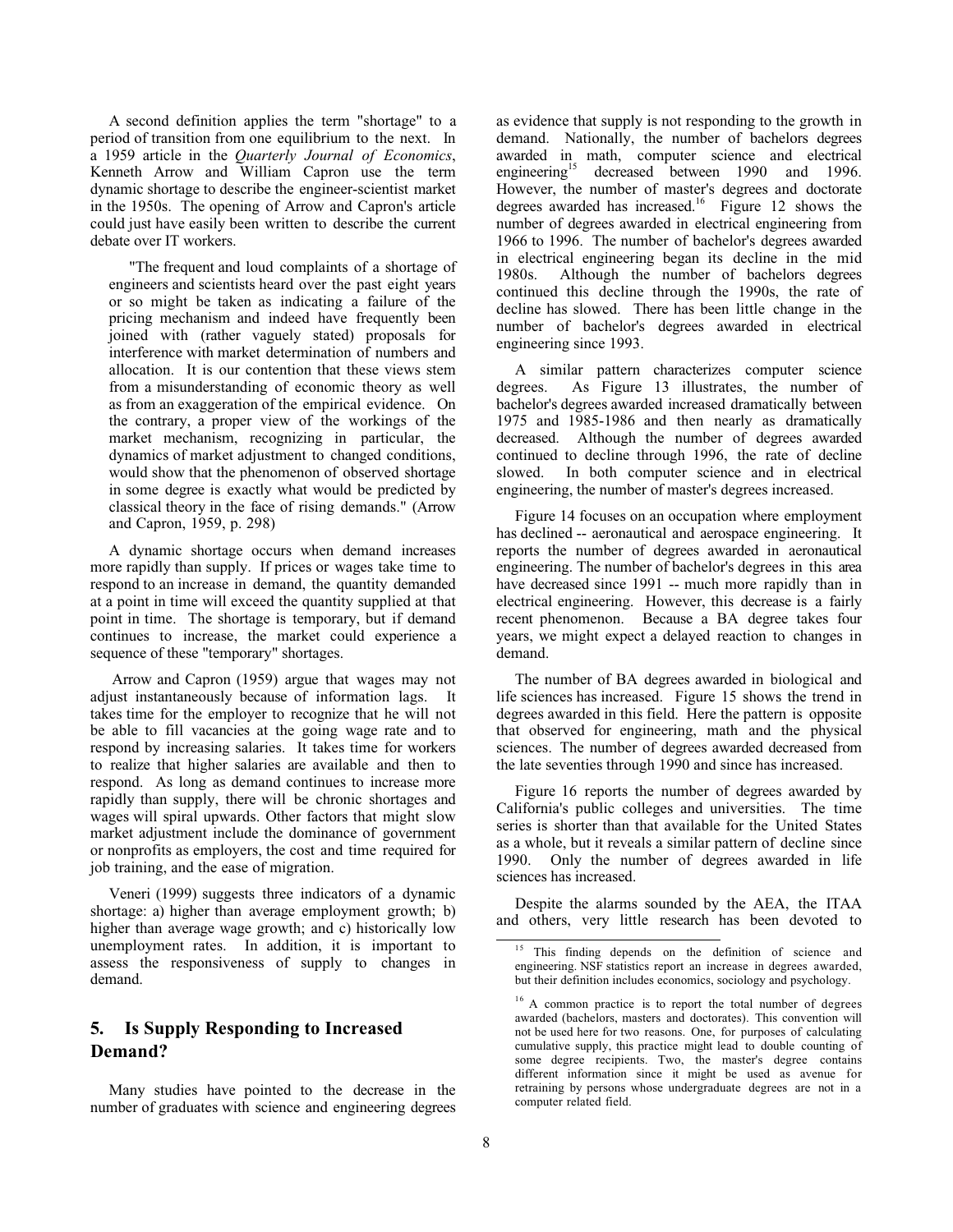A second definition applies the term "shortage" to a period of transition from one equilibrium to the next. In a 1959 article in the *Quarterly Journal of Economics*, Kenneth Arrow and William Capron use the term dynamic shortage to describe the engineer-scientist market in the 1950s. The opening of Arrow and Capron's article could just have easily been written to describe the current debate over IT workers.

> "The frequent and loud complaints of a shortage of engineers and scientists heard over the past eight years or so might be taken as indicating a failure of the pricing mechanism and indeed have frequently been joined with (rather vaguely stated) proposals for interference with market determination of numbers and allocation. It is our contention that these views stem from a misunderstanding of economic theory as well as from an exaggeration of the empirical evidence. On the contrary, a proper view of the workings of the market mechanism, recognizing in particular, the dynamics of market adjustment to changed conditions, would show that the phenomenon of observed shortage in some degree is exactly what would be predicted by classical theory in the face of rising demands." (Arrow and Capron, 1959, p. 298)

A dynamic shortage occurs when demand increases more rapidly than supply. If prices or wages take time to respond to an increase in demand, the quantity demanded at a point in time will exceed the quantity supplied at that point in time. The shortage is temporary, but if demand continues to increase, the market could experience a sequence of these "temporary" shortages.

Arrow and Capron (1959) argue that wages may not adjust instantaneously because of information lags. It takes time for the employer to recognize that he will not be able to fill vacancies at the going wage rate and to respond by increasing salaries. It takes time for workers to realize that higher salaries are available and then to respond. As long as demand continues to increase more rapidly than supply, there will be chronic shortages and wages will spiral upwards. Other factors that might slow market adjustment include the dominance of government or nonprofits as employers, the cost and time required for job training, and the ease of migration.

Veneri (1999) suggests three indicators of a dynamic shortage: a) higher than average employment growth; b) higher than average wage growth; and c) historically low unemployment rates. In addition, it is important to assess the responsiveness of supply to changes in demand.

## 5. Is Supply Responding to Increased Demand?

Many studies have pointed to the decrease in the number of graduates with science and engineering degrees as evidence that supply is not responding to the growth in demand. Nationally, the number of bachelors degrees awarded in math, computer science and electrical engineering[15] decreased between 1990 and 1996. However, the number of master's degrees and doctorate degrees awarded has increased.[16] Figure 12 shows the number of degrees awarded in electrical engineering from 1966 to 1996. The number of bachelor's degrees awarded in electrical engineering began its decline in the mid 1980s. Although the number of bachelors degrees continued this decline through the 1990s, the rate of decline has slowed. There has been little change in the number of bachelor's degrees awarded in electrical engineering since 1993.

A similar pattern characterizes computer science degrees. As Figure 13 illustrates, the number of bachelor's degrees awarded increased dramatically between 1975 and 1985-1986 and then nearly as dramatically decreased. Although the number of degrees awarded continued to decline through 1996, the rate of decline slowed. In both computer science and in electrical engineering, the number of master's degrees increased.

Figure 14 focuses on an occupation where employment has declined -- aeronautical and aerospace engineering. It reports the number of degrees awarded in aeronautical engineering. The number of bachelor's degrees in this area have decreased since 1991 -- much more rapidly than in electrical engineering. However, this decrease is a fairly recent phenomenon. Because a BA degree takes four years, we might expect a delayed reaction to changes in demand.

The number of BA degrees awarded in biological and life sciences has increased. Figure 15 shows the trend in degrees awarded in this field. Here the pattern is opposite that observed for engineering, math and the physical sciences. The number of degrees awarded decreased from the late seventies through 1990 and since has increased.

Figure 16 reports the number of degrees awarded by California's public colleges and universities. The time series is shorter than that available for the United States as a whole, but it reveals a similar pattern of decline since 1990. Only the number of degrees awarded in life sciences has increased.

Despite the alarms sounded by the AEA, the ITAA and others, very little research has been devoted to

[15] This finding depends on the definition of science and engineering. NSF statistics report an increase in degrees awarded, but their definition includes economics, sociology and psychology.

[16] A common practice is to report the total number of degrees awarded (bachelors, masters and doctorates). This convention will not be used here for two reasons. One, for purposes of calculating cumulative supply, this practice might lead to double counting of some degree recipients. Two, the master's degree contains different information since it might be used as avenue for retraining by persons whose undergraduate degrees are not in a computer related field.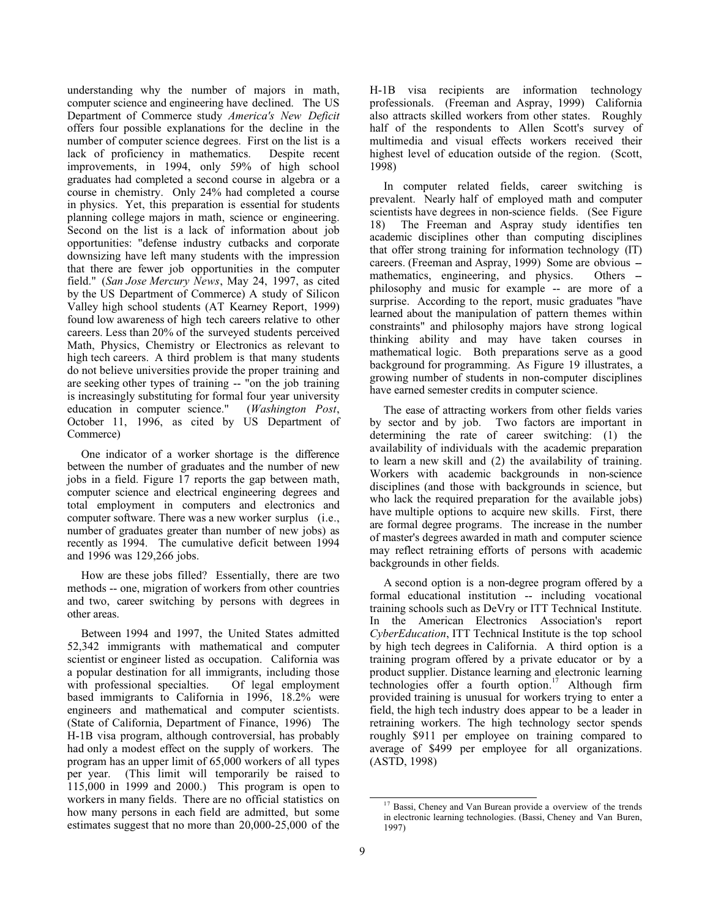understanding why the number of majors in math, computer science and engineering have declined. The US Department of Commerce study *America's New Deficit* offers four possible explanations for the decline in the number of computer science degrees. First on the list is a lack of proficiency in mathematics. Despite recent improvements, in 1994, only 59% of high school graduates had completed a second course in algebra or a course in chemistry. Only 24% had completed a course in physics. Yet, this preparation is essential for students planning college majors in math, science or engineering. Second on the list is a lack of information about job opportunities: "defense industry cutbacks and corporate downsizing have left many students with the impression that there are fewer job opportunities in the computer field." (*San Jose Mercury News*, May 24, 1997, as cited by the US Department of Commerce) A study of Silicon Valley high school students (AT Kearney Report, 1999) found low awareness of high tech careers relative to other careers. Less than 20% of the surveyed students perceived Math, Physics, Chemistry or Electronics as relevant to high tech careers. A third problem is that many students do not believe universities provide the proper training and are seeking other types of training -- "on the job training is increasingly substituting for formal four year university education in computer science." (*Washington Post*, October 11, 1996, as cited by US Department of Commerce)

One indicator of a worker shortage is the difference between the number of graduates and the number of new jobs in a field. Figure 17 reports the gap between math, computer science and electrical engineering degrees and total employment in computers and electronics and computer software. There was a new worker surplus (i.e., number of graduates greater than number of new jobs) as recently as 1994. The cumulative deficit between 1994 and 1996 was 129,266 jobs.

How are these jobs filled? Essentially, there are two methods -- one, migration of workers from other countries and two, career switching by persons with degrees in other areas.

Between 1994 and 1997, the United States admitted 52,342 immigrants with mathematical and computer scientist or engineer listed as occupation. California was a popular destination for all immigrants, including those with professional specialties. Of legal employment based immigrants to California in 1996, 18.2% were engineers and mathematical and computer scientists. (State of California, Department of Finance, 1996) The H-1B visa program, although controversial, has probably had only a modest effect on the supply of workers. The program has an upper limit of 65,000 workers of all types per year. (This limit will temporarily be raised to 115,000 in 1999 and 2000.) This program is open to workers in many fields. There are no official statistics on how many persons in each field are admitted, but some estimates suggest that no more than 20,000-25,000 of the H-1B visa recipients are information technology professionals. (Freeman and Aspray, 1999) California also attracts skilled workers from other states. Roughly half of the respondents to Allen Scott's survey of multimedia and visual effects workers received their highest level of education outside of the region. (Scott, 1998)

In computer related fields, career switching is prevalent. Nearly half of employed math and computer scientists have degrees in non-science fields. (See Figure 18) The Freeman and Aspray study identifies ten academic disciplines other than computing disciplines that offer strong training for information technology (IT) careers. (Freeman and Aspray, 1999) Some are obvious – mathematics, engineering, and physics. Others – philosophy and music for example -- are more of a surprise. According to the report, music graduates "have learned about the manipulation of pattern themes within constraints" and philosophy majors have strong logical thinking ability and may have taken courses in mathematical logic. Both preparations serve as a good background for programming. As Figure 19 illustrates, a growing number of students in non-computer disciplines have earned semester credits in computer science.

The ease of attracting workers from other fields varies by sector and by job. Two factors are important in determining the rate of career switching: (1) the availability of individuals with the academic preparation to learn a new skill and (2) the availability of training. Workers with academic backgrounds in non-science disciplines (and those with backgrounds in science, but who lack the required preparation for the available jobs) have multiple options to acquire new skills. First, there are formal degree programs. The increase in the number of master's degrees awarded in math and computer science may reflect retraining efforts of persons with academic backgrounds in other fields.

A second option is a non-degree program offered by a formal educational institution -- including vocational training schools such as DeVry or ITT Technical Institute. In the American Electronics Association's report *CyberEducation*, ITT Technical Institute is the top school by high tech degrees in California. A third option is a training program offered by a private educator or by a product supplier. Distance learning and electronic learning technologies offer a fourth option.[17] Although firm provided training is unusual for workers trying to enter a field, the high tech industry does appear to be a leader in retraining workers. The high technology sector spends roughly $911 per employee on training compared to average of $499 per employee for all organizations. (ASTD, 1998)

[17] Bassi, Cheney and Van Burean provide a overview of the trends in electronic learning technologies. (Bassi, Cheney and Van Buren, 1997)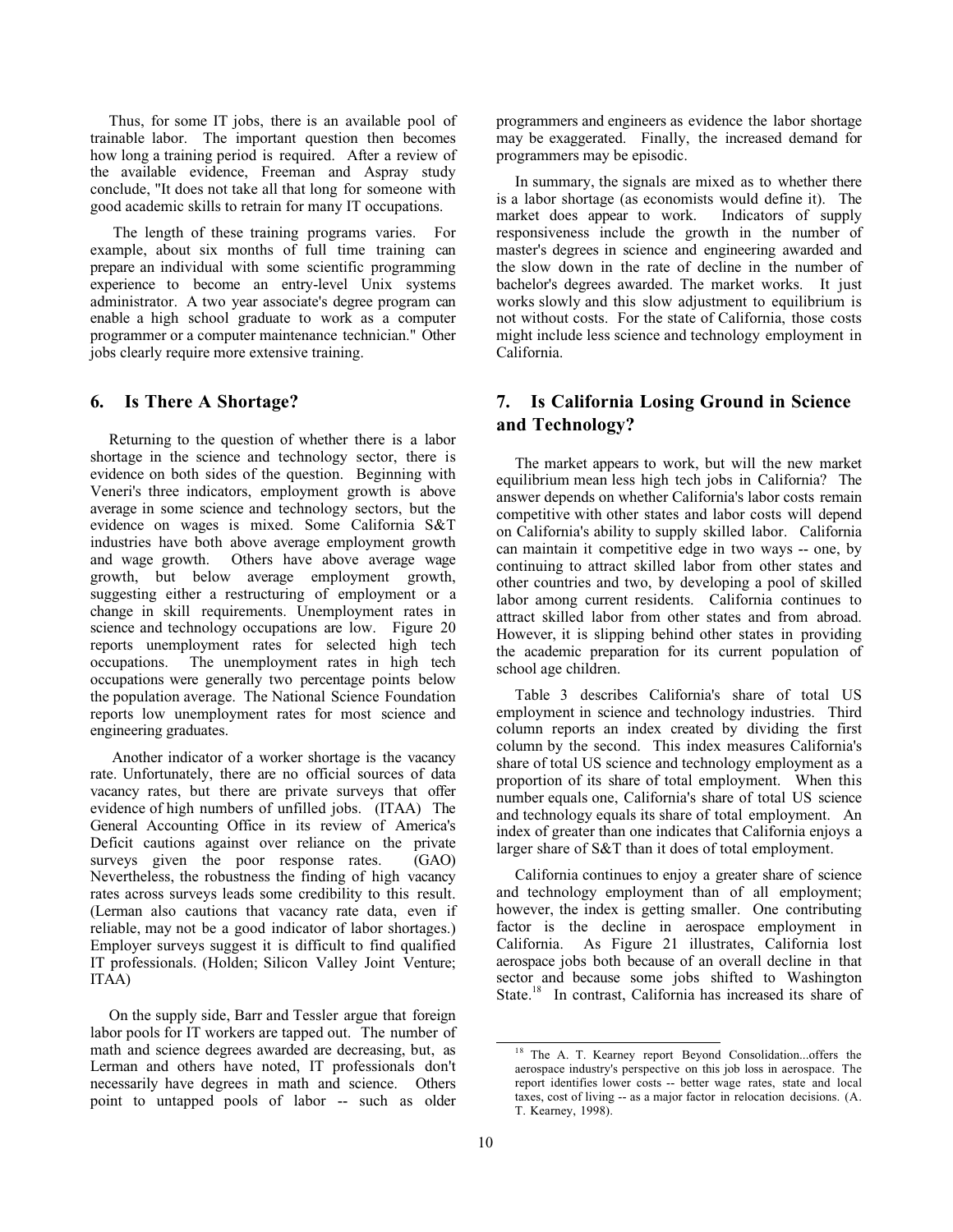Thus, for some IT jobs, there is an available pool of trainable labor. The important question then becomes how long a training period is required. After a review of the available evidence, Freeman and Aspray study conclude, "It does not take all that long for someone with good academic skills to retrain for many IT occupations.

The length of these training programs varies. For example, about six months of full time training can prepare an individual with some scientific programming experience to become an entry-level Unix systems administrator. A two year associate's degree program can enable a high school graduate to work as a computer programmer or a computer maintenance technician." Other jobs clearly require more extensive training.

## 6. Is There A Shortage?

Returning to the question of whether there is a labor shortage in the science and technology sector, there is evidence on both sides of the question. Beginning with Veneri's three indicators, employment growth is above average in some science and technology sectors, but the evidence on wages is mixed. Some California S&T industries have both above average employment growth and wage growth. Others have above average wage growth, but below average employment growth, suggesting either a restructuring of employment or a change in skill requirements. Unemployment rates in science and technology occupations are low. Figure 20 reports unemployment rates for selected high tech occupations. The unemployment rates in high tech occupations were generally two percentage points below the population average. The National Science Foundation reports low unemployment rates for most science and engineering graduates.

Another indicator of a worker shortage is the vacancy rate. Unfortunately, there are no official sources of data vacancy rates, but there are private surveys that offer evidence of high numbers of unfilled jobs. (ITAA) The General Accounting Office in its review of America's Deficit cautions against over reliance on the private surveys given the poor response rates. (GAO) Nevertheless, the robustness the finding of high vacancy rates across surveys leads some credibility to this result. (Lerman also cautions that vacancy rate data, even if reliable, may not be a good indicator of labor shortages.) Employer surveys suggest it is difficult to find qualified IT professionals. (Holden; Silicon Valley Joint Venture; ITAA)

On the supply side, Barr and Tessler argue that foreign labor pools for IT workers are tapped out. The number of math and science degrees awarded are decreasing, but, as Lerman and others have noted, IT professionals don't necessarily have degrees in math and science. Others point to untapped pools of labor -- such as older programmers and engineers as evidence the labor shortage may be exaggerated. Finally, the increased demand for programmers may be episodic.

In summary, the signals are mixed as to whether there is a labor shortage (as economists would define it). The market does appear to work. Indicators of supply responsiveness include the growth in the number of master's degrees in science and engineering awarded and the slow down in the rate of decline in the number of bachelor's degrees awarded. The market works. It just works slowly and this slow adjustment to equilibrium is not without costs. For the state of California, those costs might include less science and technology employment in California.

## 7. Is California Losing Ground in Science and Technology?

The market appears to work, but will the new market equilibrium mean less high tech jobs in California? The answer depends on whether California's labor costs remain competitive with other states and labor costs will depend on California's ability to supply skilled labor. California can maintain it competitive edge in two ways -- one, by continuing to attract skilled labor from other states and other countries and two, by developing a pool of skilled labor among current residents. California continues to attract skilled labor from other states and from abroad. However, it is slipping behind other states in providing the academic preparation for its current population of school age children.

Table 3 describes California's share of total US employment in science and technology industries. Third column reports an index created by dividing the first column by the second. This index measures California's share of total US science and technology employment as a proportion of its share of total employment. When this number equals one, California's share of total US science and technology equals its share of total employment. An index of greater than one indicates that California enjoys a larger share of S&T than it does of total employment.

California continues to enjoy a greater share of science and technology employment than of all employment; however, the index is getting smaller. One contributing factor is the decline in aerospace employment in California. As Figure 21 illustrates, California lost aerospace jobs both because of an overall decline in that sector and because some jobs shifted to Washington State.[18] In contrast, California has increased its share of

[18] The A. T. Kearney report Beyond Consolidation...offers the aerospace industry's perspective on this job loss in aerospace. The report identifies lower costs -- better wage rates, state and local taxes, cost of living -- as a major factor in relocation decisions. (A. T. Kearney, 1998).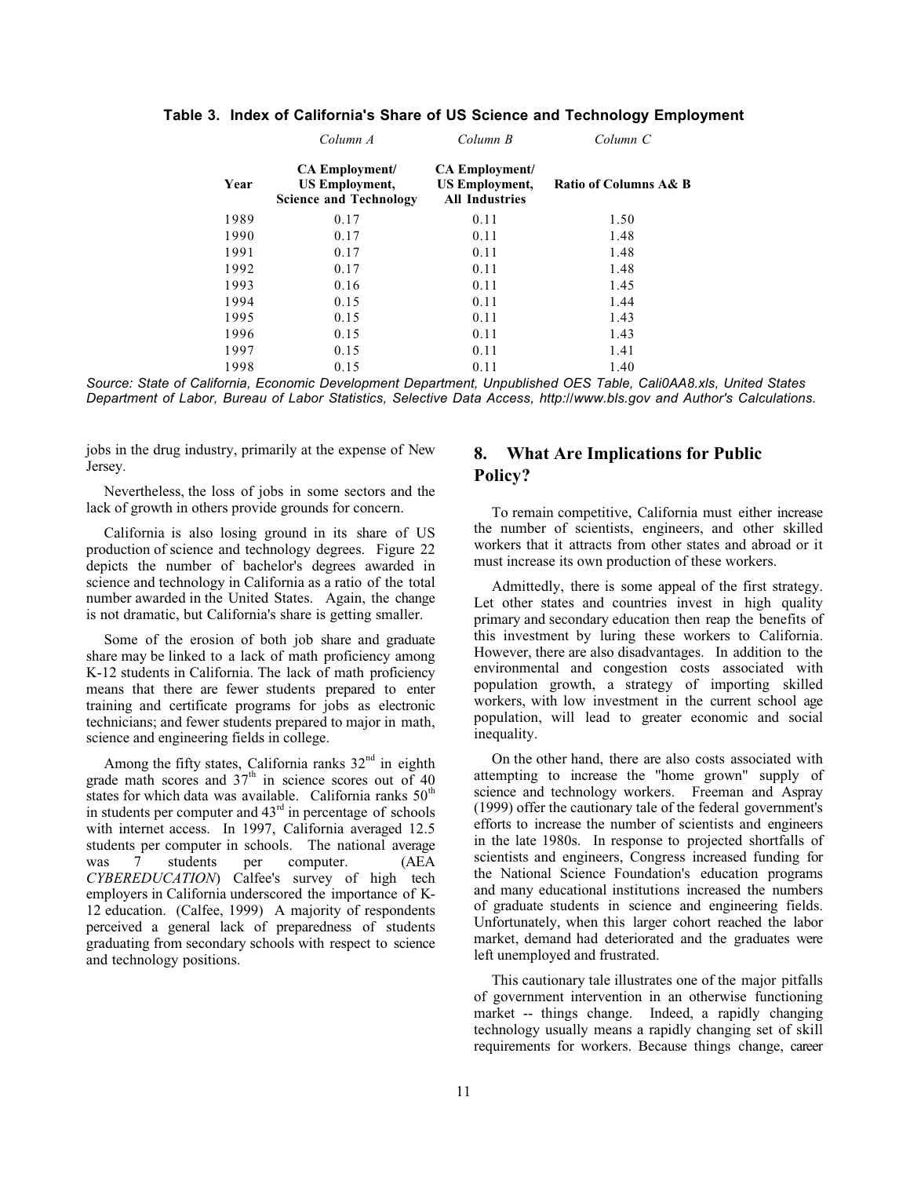**Table 3. Index of California's Share of US Science and Technology Employment**

| | *Column A* | *Column B* | *Column C* |
|---|---|---|---|
| **Year** | **CA Employment/ US Employment, Science and Technology** | **CA Employment/ US Employment, All Industries** | **Ratio of Columns A& B** |
| 1989 | 0.17 | 0.11 | 1.50 |
| 1990 | 0.17 | 0.11 | 1.48 |
| 1991 | 0.17 | 0.11 | 1.48 |
| 1992 | 0.17 | 0.11 | 1.48 |
| 1993 | 0.16 | 0.11 | 1.45 |
| 1994 | 0.15 | 0.11 | 1.44 |
| 1995 | 0.15 | 0.11 | 1.43 |
| 1996 | 0.15 | 0.11 | 1.43 |
| 1997 | 0.15 | 0.11 | 1.41 |
| 1998 | 0.15 | 0.11 | 1.40 |

*Source: State of California, Economic Development Department, Unpublished OES Table, Cali0AA8.xls, United States Department of Labor, Bureau of Labor Statistics, Selective Data Access, http://www.bls.gov and Author's Calculations.*

jobs in the drug industry, primarily at the expense of New Jersey.

Nevertheless, the loss of jobs in some sectors and the lack of growth in others provide grounds for concern.

California is also losing ground in its share of US production of science and technology degrees. Figure 22 depicts the number of bachelor's degrees awarded in science and technology in California as a ratio of the total number awarded in the United States. Again, the change is not dramatic, but California's share is getting smaller.

Some of the erosion of both job share and graduate share may be linked to a lack of math proficiency among K-12 students in California. The lack of math proficiency means that there are fewer students prepared to enter training and certificate programs for jobs as electronic technicians; and fewer students prepared to major in math, science and engineering fields in college.

Among the fifty states, California ranks 32nd in eighth grade math scores and 37th in science scores out of 40 states for which data was available. California ranks 50th in students per computer and 43rd in percentage of schools with internet access. In 1997, California averaged 12.5 students per computer in schools. The national average was 7 students per computer. (AEA *CYBEREDUCATION*) Calfee's survey of high tech employers in California underscored the importance of K-12 education. (Calfee, 1999) A majority of respondents perceived a general lack of preparedness of students graduating from secondary schools with respect to science and technology positions.

## 8. What Are Implications for Public Policy?

To remain competitive, California must either increase the number of scientists, engineers, and other skilled workers that it attracts from other states and abroad or it must increase its own production of these workers.

Admittedly, there is some appeal of the first strategy. Let other states and countries invest in high quality primary and secondary education then reap the benefits of this investment by luring these workers to California. However, there are also disadvantages. In addition to the environmental and congestion costs associated with population growth, a strategy of importing skilled workers, with low investment in the current school age population, will lead to greater economic and social inequality.

On the other hand, there are also costs associated with attempting to increase the "home grown" supply of science and technology workers. Freeman and Aspray (1999) offer the cautionary tale of the federal government's efforts to increase the number of scientists and engineers in the late 1980s. In response to projected shortfalls of scientists and engineers, Congress increased funding for the National Science Foundation's education programs and many educational institutions increased the numbers of graduate students in science and engineering fields. Unfortunately, when this larger cohort reached the labor market, demand had deteriorated and the graduates were left unemployed and frustrated.

This cautionary tale illustrates one of the major pitfalls of government intervention in an otherwise functioning market -- things change. Indeed, a rapidly changing technology usually means a rapidly changing set of skill requirements for workers. Because things change, career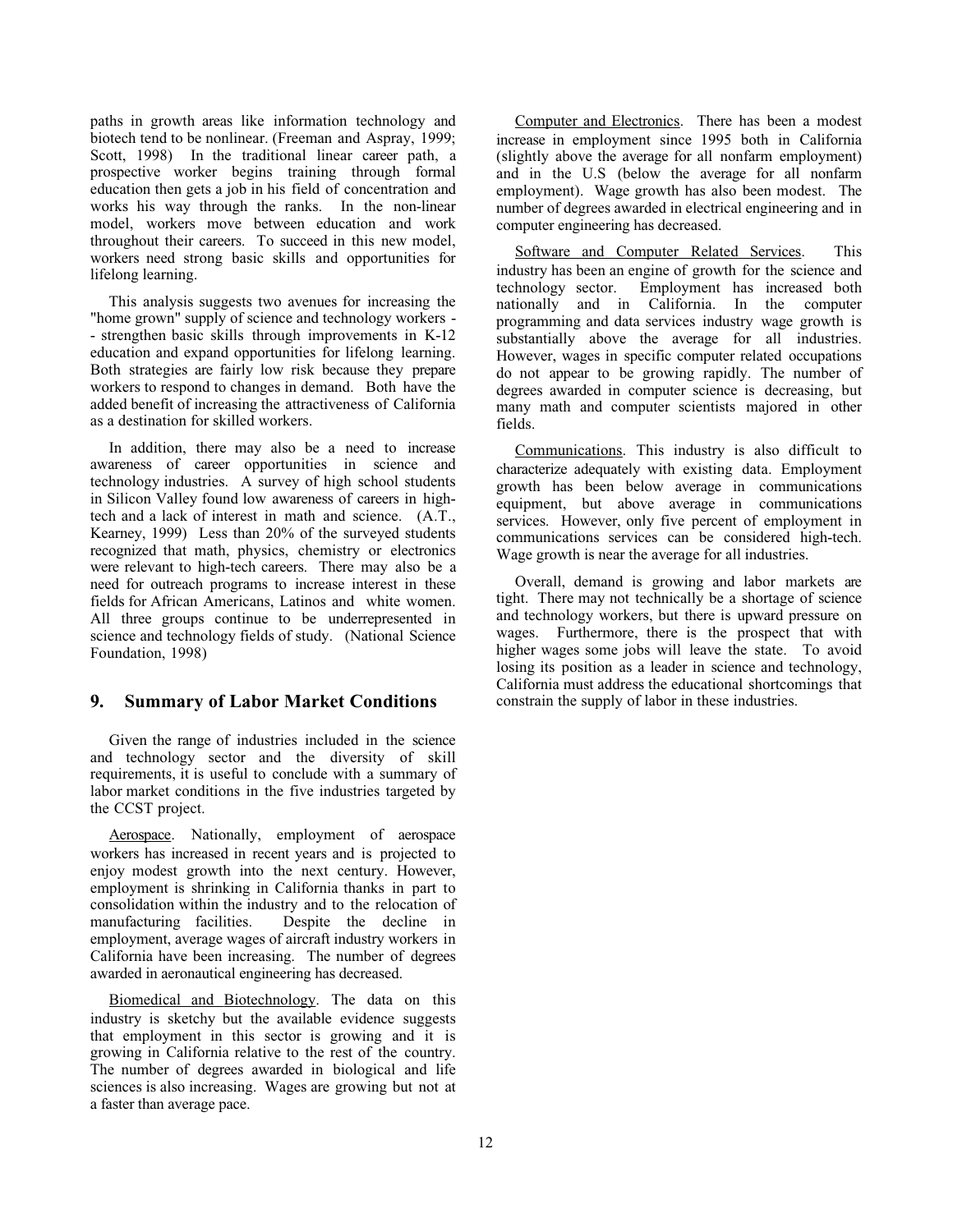paths in growth areas like information technology and biotech tend to be nonlinear. (Freeman and Aspray, 1999; Scott, 1998) In the traditional linear career path, a prospective worker begins training through formal education then gets a job in his field of concentration and works his way through the ranks. In the non-linear model, workers move between education and work throughout their careers. To succeed in this new model, workers need strong basic skills and opportunities for lifelong learning.

This analysis suggests two avenues for increasing the "home grown" supply of science and technology workers -- strengthen basic skills through improvements in K-12 education and expand opportunities for lifelong learning. Both strategies are fairly low risk because they prepare workers to respond to changes in demand. Both have the added benefit of increasing the attractiveness of California as a destination for skilled workers.

In addition, there may also be a need to increase awareness of career opportunities in science and technology industries. A survey of high school students in Silicon Valley found low awareness of careers in high-tech and a lack of interest in math and science. (A.T., Kearney, 1999) Less than 20% of the surveyed students recognized that math, physics, chemistry or electronics were relevant to high-tech careers. There may also be a need for outreach programs to increase interest in these fields for African Americans, Latinos and white women. All three groups continue to be underrepresented in science and technology fields of study. (National Science Foundation, 1998)

## 9. Summary of Labor Market Conditions

Given the range of industries included in the science and technology sector and the diversity of skill requirements, it is useful to conclude with a summary of labor market conditions in the five industries targeted by the CCST project.

Aerospace. Nationally, employment of aerospace workers has increased in recent years and is projected to enjoy modest growth into the next century. However, employment is shrinking in California thanks in part to consolidation within the industry and to the relocation of manufacturing facilities. Despite the decline in employment, average wages of aircraft industry workers in California have been increasing. The number of degrees awarded in aeronautical engineering has decreased.

Biomedical and Biotechnology. The data on this industry is sketchy but the available evidence suggests that employment in this sector is growing and it is growing in California relative to the rest of the country. The number of degrees awarded in biological and life sciences is also increasing. Wages are growing but not at a faster than average pace.

Computer and Electronics. There has been a modest increase in employment since 1995 both in California (slightly above the average for all nonfarm employment) and in the U.S (below the average for all nonfarm employment). Wage growth has also been modest. The number of degrees awarded in electrical engineering and in computer engineering has decreased.

Software and Computer Related Services. This industry has been an engine of growth for the science and technology sector. Employment has increased both nationally and in California. In the computer programming and data services industry wage growth is substantially above the average for all industries. However, wages in specific computer related occupations do not appear to be growing rapidly. The number of degrees awarded in computer science is decreasing, but many math and computer scientists majored in other fields.

Communications. This industry is also difficult to characterize adequately with existing data. Employment growth has been below average in communications equipment, but above average in communications services. However, only five percent of employment in communications services can be considered high-tech. Wage growth is near the average for all industries.

Overall, demand is growing and labor markets are tight. There may not technically be a shortage of science and technology workers, but there is upward pressure on wages. Furthermore, there is the prospect that with higher wages some jobs will leave the state. To avoid losing its position as a leader in science and technology, California must address the educational shortcomings that constrain the supply of labor in these industries.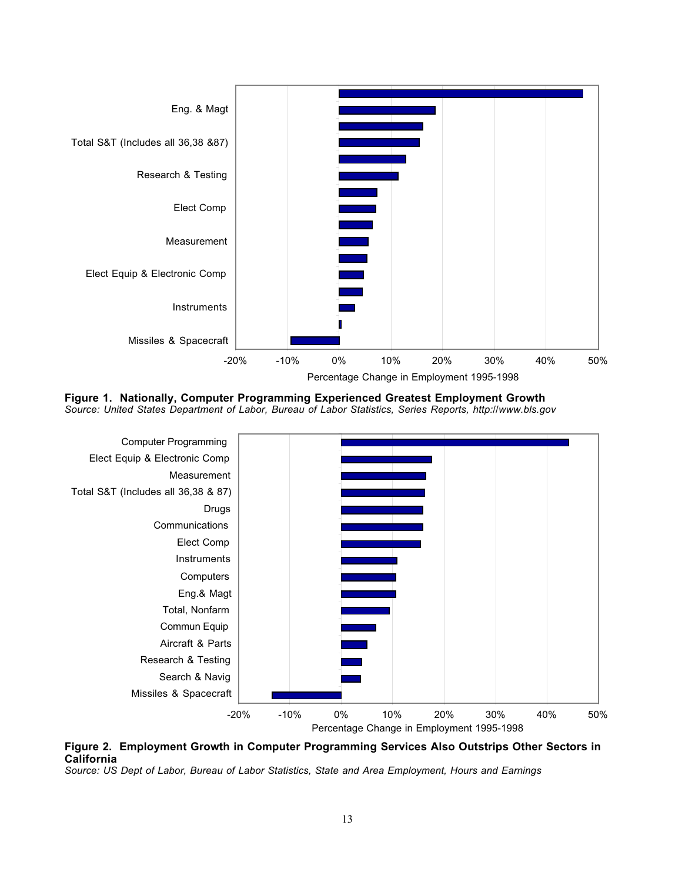**Figure 1. Nationally, Computer Programming Experienced Greatest Employment Growth**
*Source: United States Department of Labor, Bureau of Labor Statistics, Series Reports, http://www.bls.gov*

**Figure 2. Employment Growth in Computer Programming Services Also Outstrips Other Sectors in California**
*Source: US Dept of Labor, Bureau of Labor Statistics, State and Area Employment, Hours and Earnings*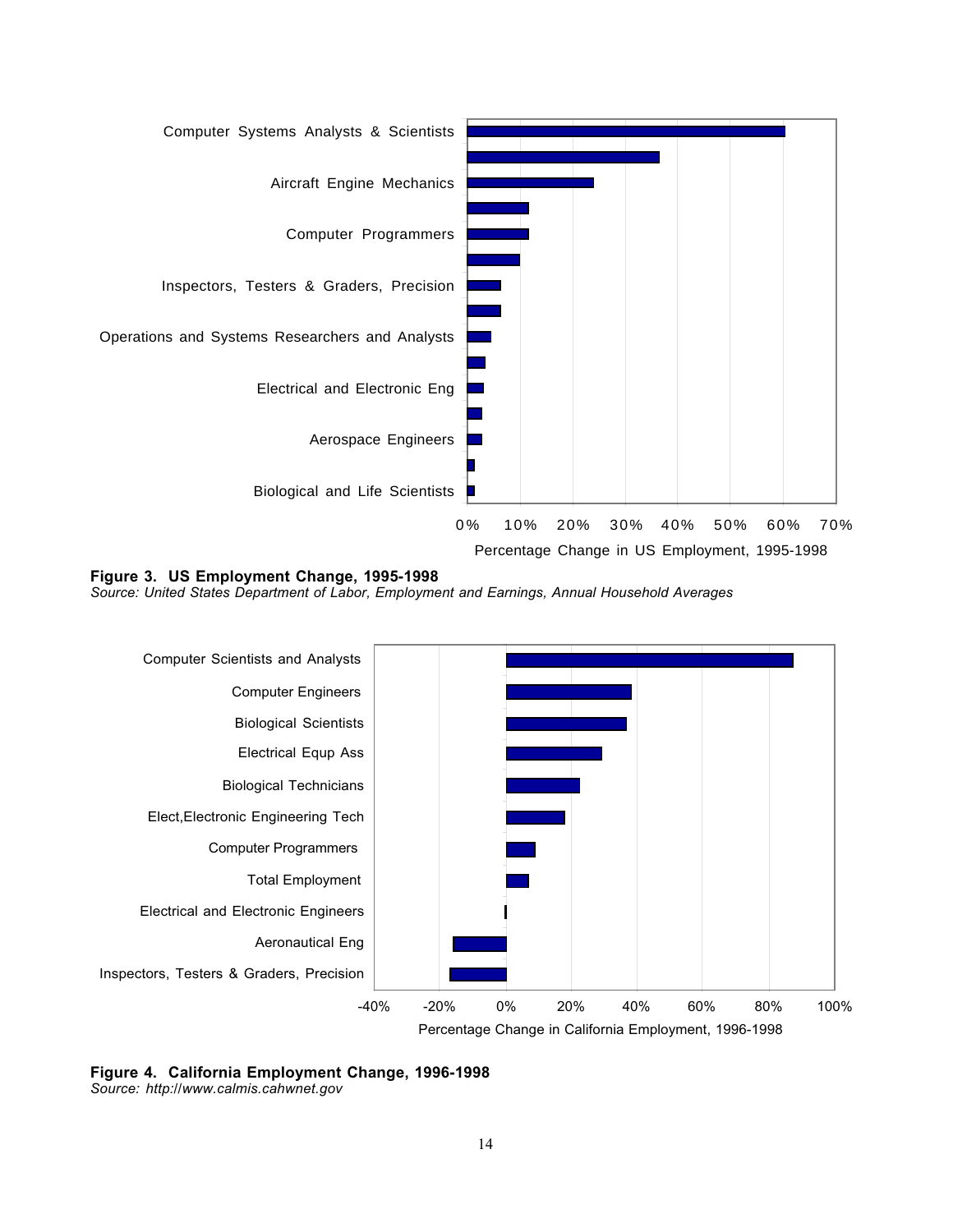Computer Systems Analysts & Scientists

Aircraft Engine Mechanics

Computer Programmers

Inspectors, Testers & Graders, Precision

Operations and Systems Researchers and Analysts

Electrical and Electronic Eng

Aerospace Engineers

Biological and Life Scientists

0% 10% 20% 30% 40% 50% 60% 70%

Percentage Change in US Employment, 1995-1998

**Figure 3. US Employment Change, 1995-1998**
*Source: United States Department of Labor, Employment and Earnings, Annual Household Averages*

Computer Scientists and Analysts

Computer Engineers

Biological Scientists

Electrical Equp Ass

Biological Technicians

Elect,Electronic Engineering Tech

Computer Programmers

Total Employment

Electrical and Electronic Engineers

Aeronautical Eng

Inspectors, Testers & Graders, Precision

-40% -20% 0% 20% 40% 60% 80% 100%

Percentage Change in California Employment, 1996-1998

**Figure 4. California Employment Change, 1996-1998**
*Source: http://www.calmis.cahwnet.gov*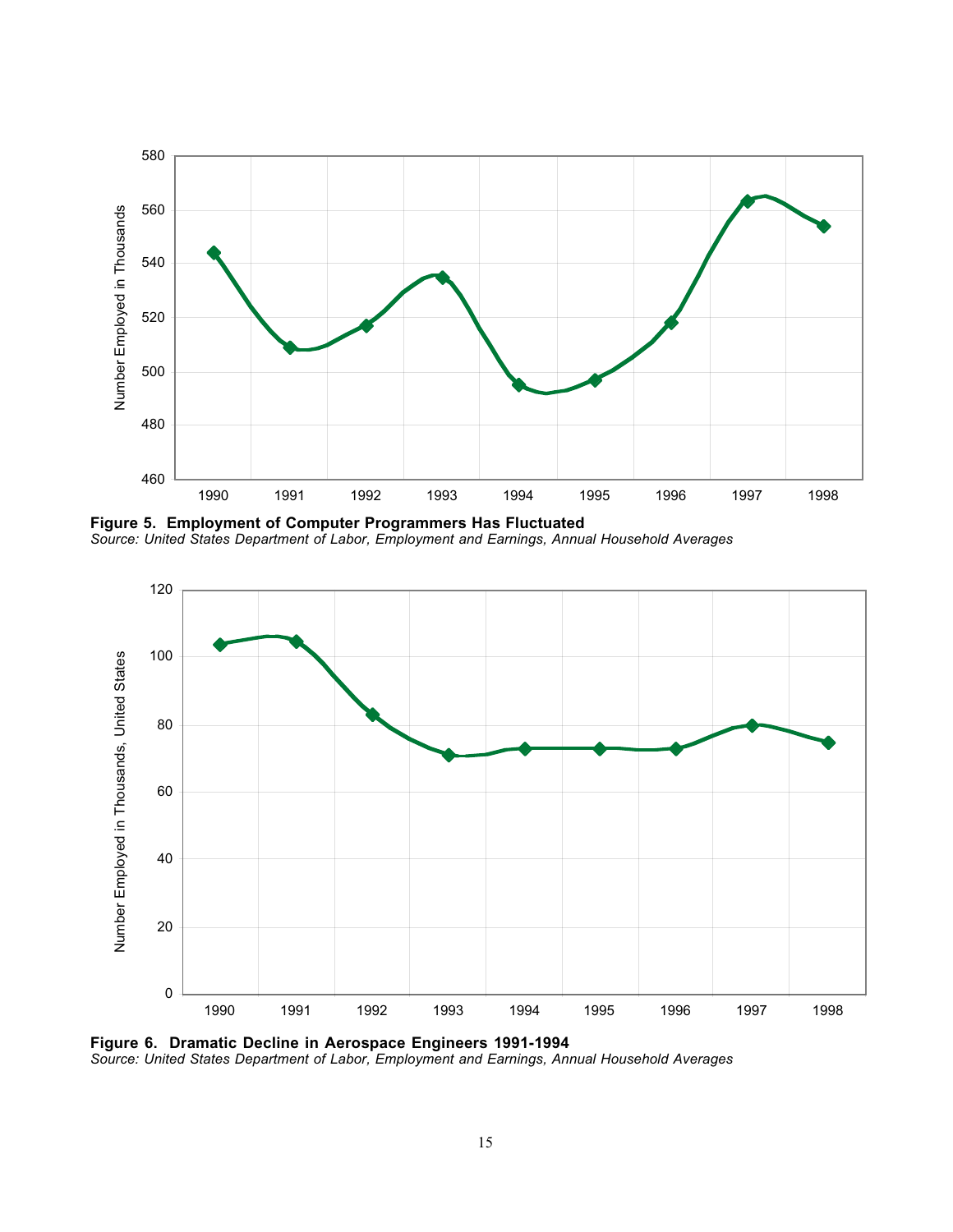**Figure 5. Employment of Computer Programmers Has Fluctuated**
*Source: United States Department of Labor, Employment and Earnings, Annual Household Averages*

**Figure 6. Dramatic Decline in Aerospace Engineers 1991-1994**
*Source: United States Department of Labor, Employment and Earnings, Annual Household Averages*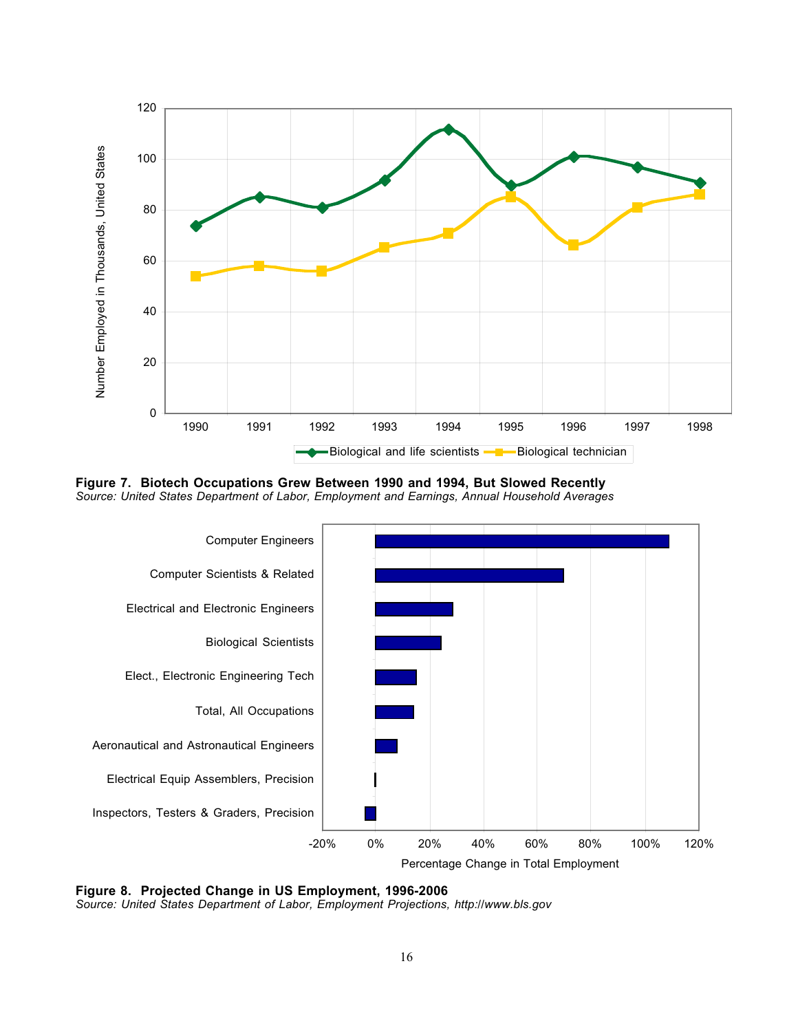**Figure 7. Biotech Occupations Grew Between 1990 and 1994, But Slowed Recently**
*Source: United States Department of Labor, Employment and Earnings, Annual Household Averages*

**Figure 8. Projected Change in US Employment, 1996-2006**
*Source: United States Department of Labor, Employment Projections, http://www.bls.gov*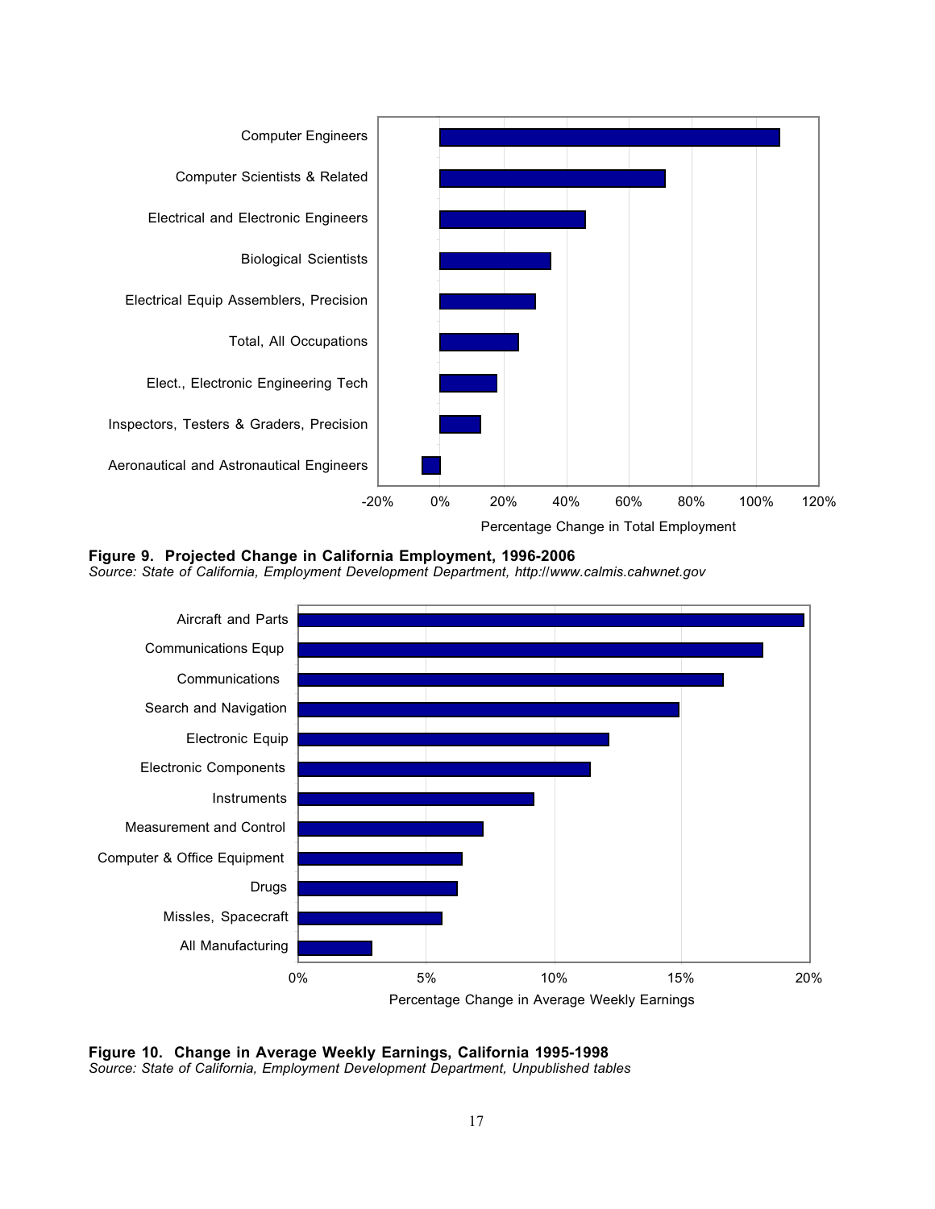Computer Engineers

Computer Scientists & Related

Electrical and Electronic Engineers

Biological Scientists

Electrical Equip Assemblers, Precision

Total, All Occupations

Elect., Electronic Engineering Tech

Inspectors, Testers & Graders, Precision

Aeronautical and Astronautical Engineers

-20% 0% 20% 40% 60% 80% 100% 120%

Percentage Change in Total Employment

**Figure 9. Projected Change in California Employment, 1996-2006**
*Source: State of California, Employment Development Department, http://www.calmis.cahwnet.gov*

Aircraft and Parts

Communications Equp

Communications

Search and Navigation

Electronic Equip

Electronic Components

Instruments

Measurement and Control

Computer & Office Equipment

Drugs

Missles, Spacecraft

All Manufacturing

0% 5% 10% 15% 20%

Percentage Change in Average Weekly Earnings

**Figure 10. Change in Average Weekly Earnings, California 1995-1998**
*Source: State of California, Employment Development Department, Unpublished tables*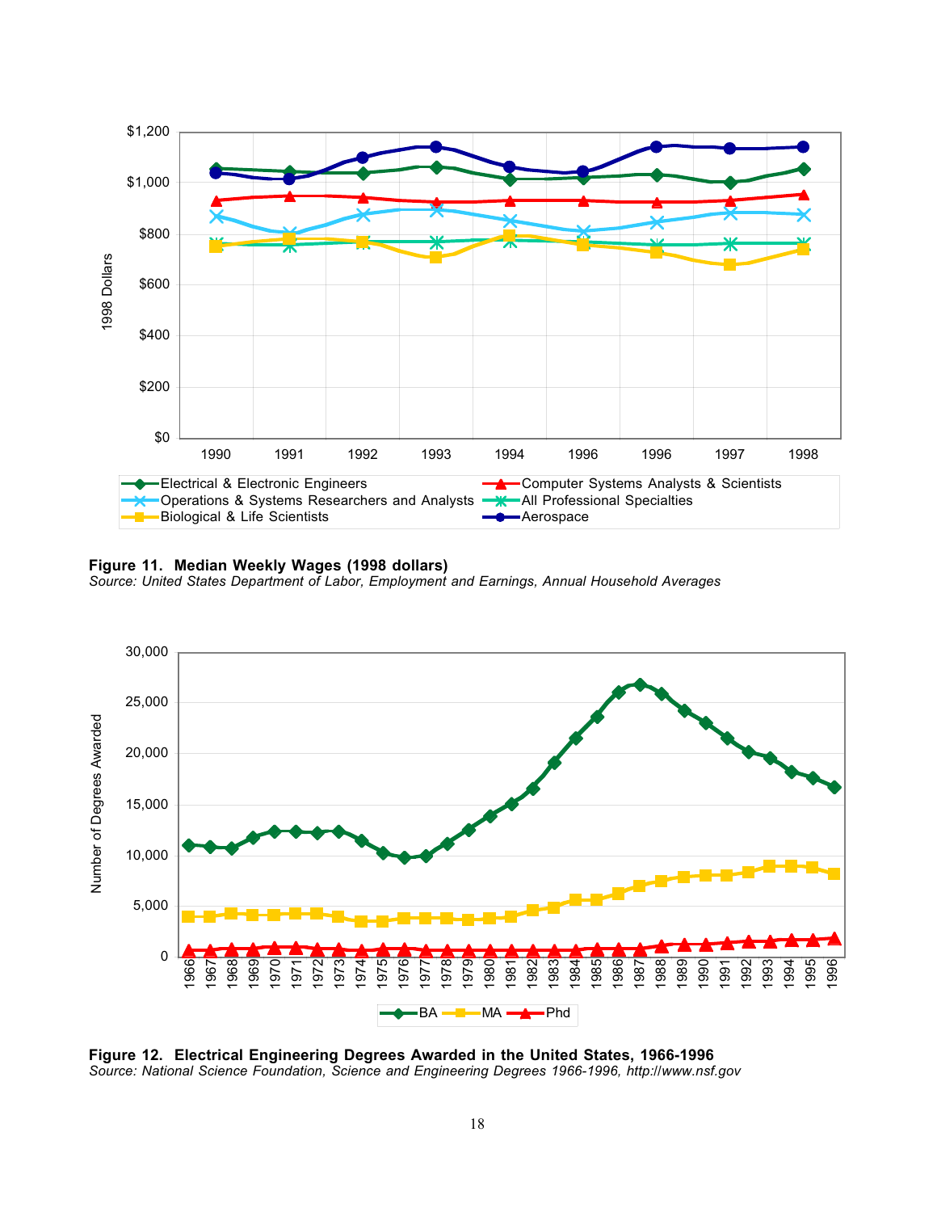**Figure 11. Median Weekly Wages (1998 dollars)**
*Source: United States Department of Labor, Employment and Earnings, Annual Household Averages*

**Figure 12. Electrical Engineering Degrees Awarded in the United States, 1966-1996**
*Source: National Science Foundation, Science and Engineering Degrees 1966-1996, http://www.nsf.gov*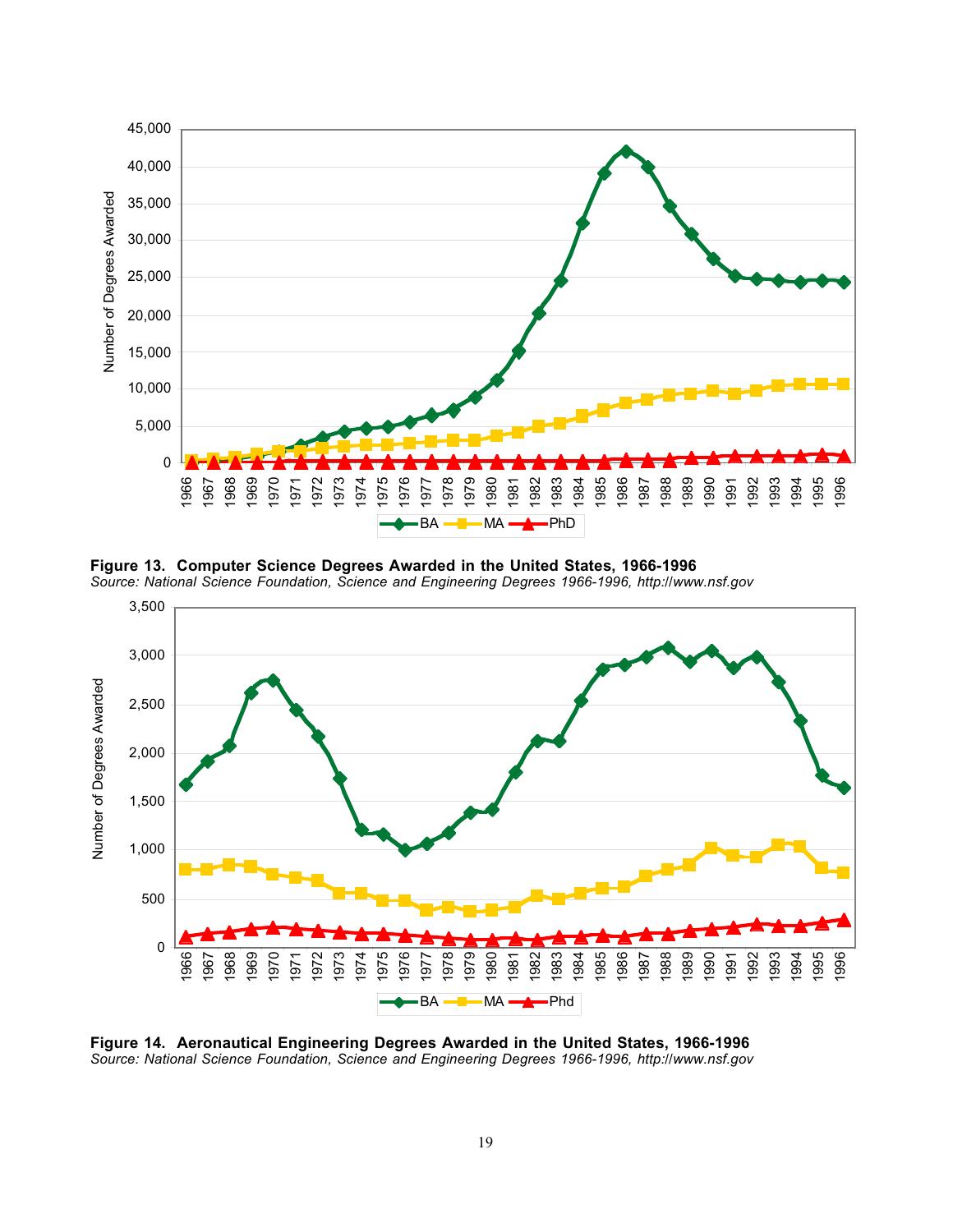**Figure 13. Computer Science Degrees Awarded in the United States, 1966-1996**
*Source: National Science Foundation, Science and Engineering Degrees 1966-1996, http://www.nsf.gov*

**Figure 14. Aeronautical Engineering Degrees Awarded in the United States, 1966-1996**
*Source: National Science Foundation, Science and Engineering Degrees 1966-1996, http://www.nsf.gov*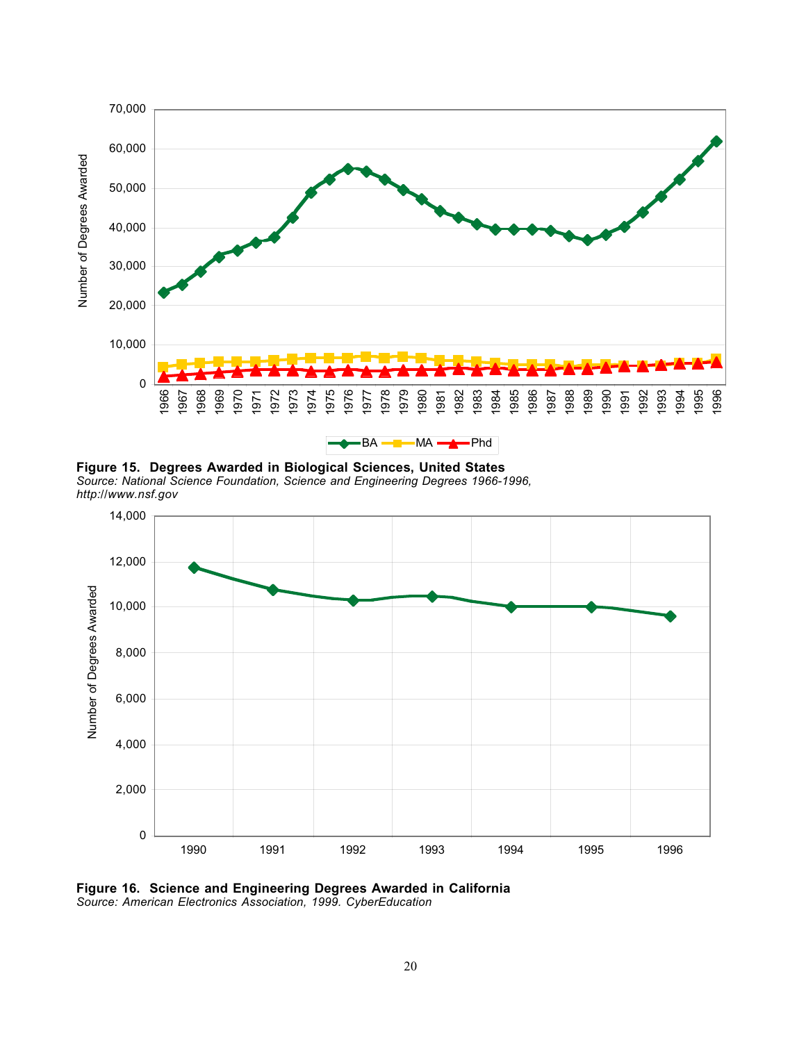**Figure 15. Degrees Awarded in Biological Sciences, United States**
*Source: National Science Foundation, Science and Engineering Degrees 1966-1996, http://www.nsf.gov*

**Figure 16. Science and Engineering Degrees Awarded in California**
*Source: American Electronics Association, 1999. CyberEducation*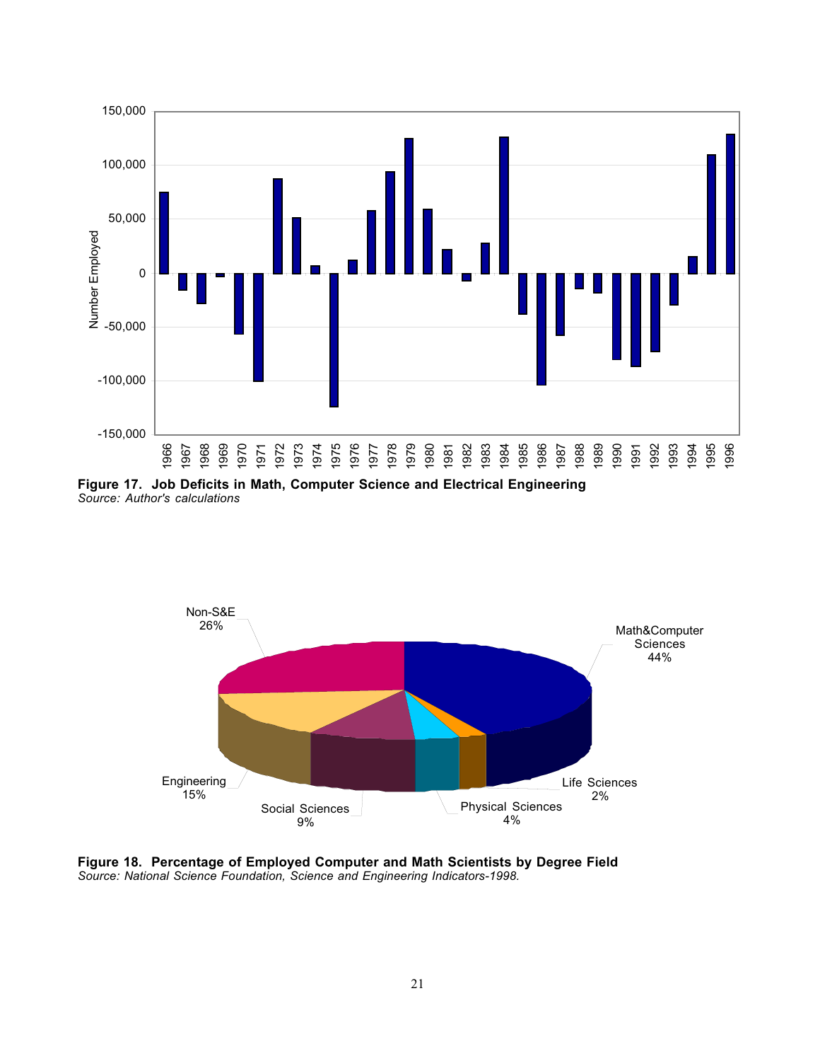**Figure 17. Job Deficits in Math, Computer Science and Electrical Engineering**
*Source: Author's calculations*

**Figure 18. Percentage of Employed Computer and Math Scientists by Degree Field**
*Source: National Science Foundation, Science and Engineering Indicators-1998.*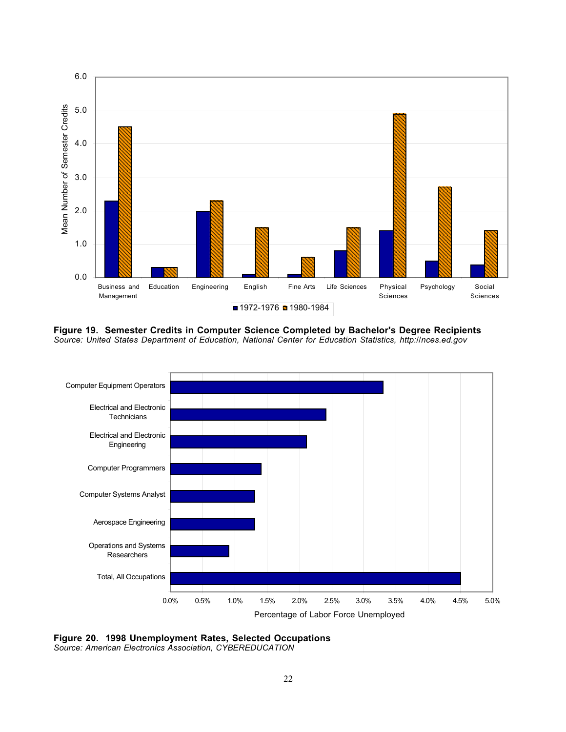**Figure 19. Semester Credits in Computer Science Completed by Bachelor's Degree Recipients**
*Source: United States Department of Education, National Center for Education Statistics, http://nces.ed.gov*

**Figure 20. 1998 Unemployment Rates, Selected Occupations**
*Source: American Electronics Association, CYBEREDUCATION*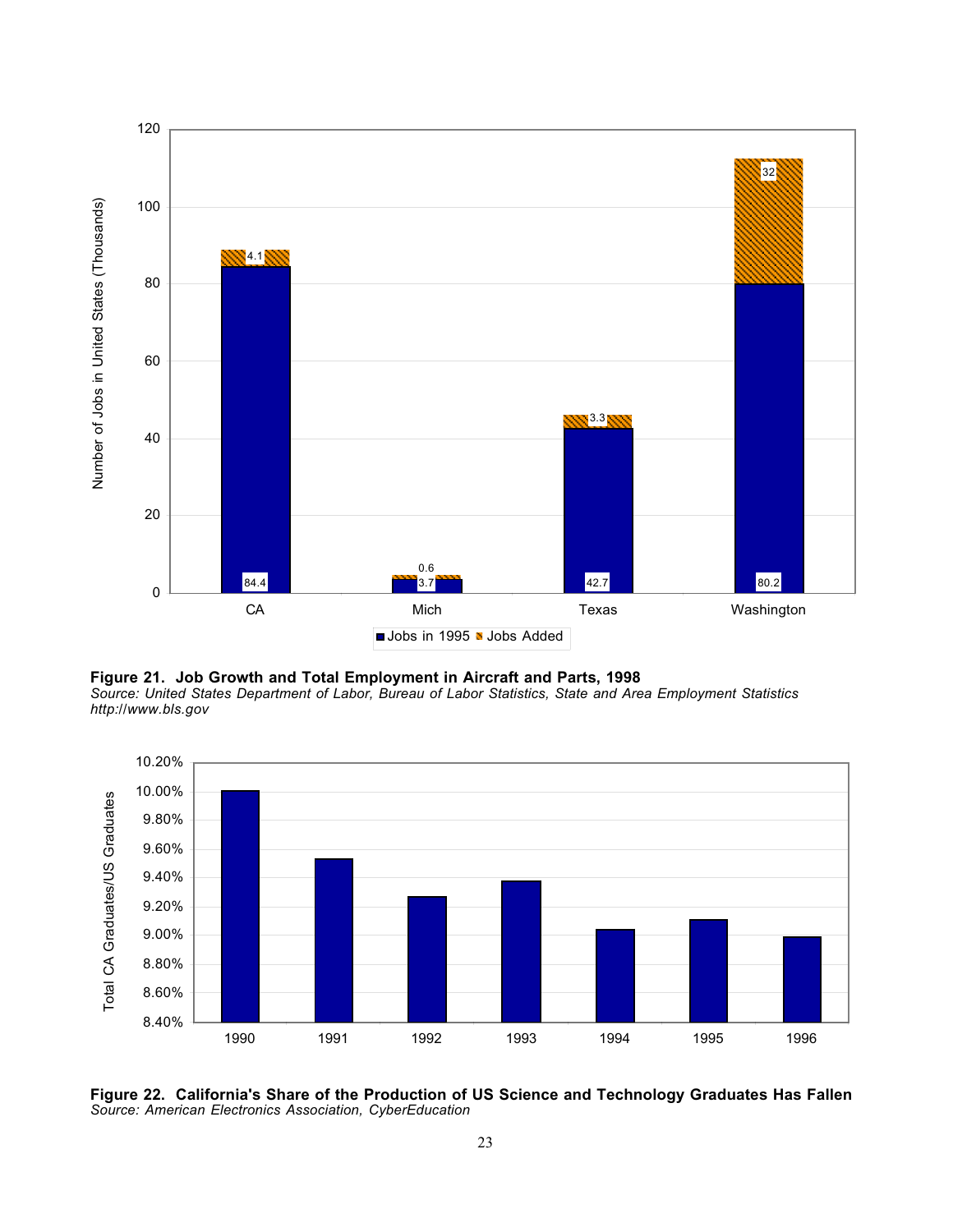**Figure 21. Job Growth and Total Employment in Aircraft and Parts, 1998**
*Source: United States Department of Labor, Bureau of Labor Statistics, State and Area Employment Statistics http://www.bls.gov*

**Figure 22. California's Share of the Production of US Science and Technology Graduates Has Fallen**
*Source: American Electronics Association, CyberEducation*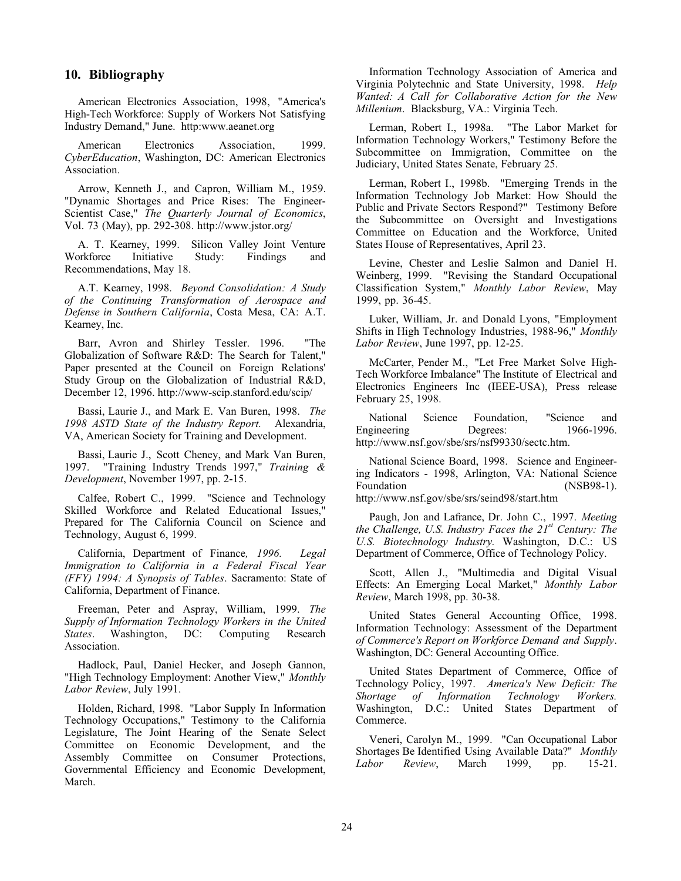## 10. Bibliography

American Electronics Association, 1998, "America's High-Tech Workforce: Supply of Workers Not Satisfying Industry Demand," June. http:www.aeanet.org

American Electronics Association, 1999. *CyberEducation*, Washington, DC: American Electronics Association.

Arrow, Kenneth J., and Capron, William M., 1959. "Dynamic Shortages and Price Rises: The Engineer-Scientist Case," *The Quarterly Journal of Economics*, Vol. 73 (May), pp. 292-308. http://www.jstor.org/

A. T. Kearney, 1999. Silicon Valley Joint Venture Workforce Initiative Study: Findings and Recommendations, May 18.

A.T. Kearney, 1998. *Beyond Consolidation: A Study of the Continuing Transformation of Aerospace and Defense in Southern California*, Costa Mesa, CA: A.T. Kearney, Inc.

Barr, Avron and Shirley Tessler. 1996. "The Globalization of Software R&D: The Search for Talent," Paper presented at the Council on Foreign Relations' Study Group on the Globalization of Industrial R&D, December 12, 1996. http://www-scip.stanford.edu/scip/

Bassi, Laurie J., and Mark E. Van Buren, 1998. *The 1998 ASTD State of the Industry Report.* Alexandria, VA, American Society for Training and Development.

Bassi, Laurie J., Scott Cheney, and Mark Van Buren, 1997. "Training Industry Trends 1997," *Training & Development*, November 1997, pp. 2-15.

Calfee, Robert C., 1999. "Science and Technology Skilled Workforce and Related Educational Issues," Prepared for The California Council on Science and Technology, August 6, 1999.

California, Department of Finance*, 1996. Legal Immigration to California in a Federal Fiscal Year (FFY) 1994: A Synopsis of Tables*. Sacramento: State of California, Department of Finance.

Freeman, Peter and Aspray, William, 1999. *The Supply of Information Technology Workers in the United States*. Washington, DC: Computing Research Association.

Hadlock, Paul, Daniel Hecker, and Joseph Gannon, "High Technology Employment: Another View," *Monthly Labor Review*, July 1991.

Holden, Richard, 1998. "Labor Supply In Information Technology Occupations," Testimony to the California Legislature, The Joint Hearing of the Senate Select Committee on Economic Development, and the Assembly Committee on Consumer Protections, Governmental Efficiency and Economic Development, March.

Information Technology Association of America and Virginia Polytechnic and State University, 1998. *Help Wanted: A Call for Collaborative Action for the New Millenium*. Blacksburg, VA.: Virginia Tech.

Lerman, Robert I., 1998a. "The Labor Market for Information Technology Workers," Testimony Before the Subcommittee on Immigration, Committee on the Judiciary, United States Senate, February 25.

Lerman, Robert I., 1998b. "Emerging Trends in the Information Technology Job Market: How Should the Public and Private Sectors Respond?" Testimony Before the Subcommittee on Oversight and Investigations Committee on Education and the Workforce, United States House of Representatives, April 23.

Levine, Chester and Leslie Salmon and Daniel H. Weinberg, 1999. "Revising the Standard Occupational Classification System," *Monthly Labor Review*, May 1999, pp. 36-45.

Luker, William, Jr. and Donald Lyons, "Employment Shifts in High Technology Industries, 1988-96," *Monthly Labor Review*, June 1997, pp. 12-25.

McCarter, Pender M., "Let Free Market Solve High-Tech Workforce Imbalance" The Institute of Electrical and Electronics Engineers Inc (IEEE-USA), Press release February 25, 1998.

National Science Foundation, "Science and Engineering Degrees: 1966-1996. http://www.nsf.gov/sbe/srs/nsf99330/sectc.htm.

National Science Board, 1998. Science and Engineering Indicators - 1998, Arlington, VA: National Science Foundation (NSB98-1). http://www.nsf.gov/sbe/srs/seind98/start.htm

Paugh, Jon and Lafrance, Dr. John C., 1997. *Meeting the Challenge, U.S. Industry Faces the 21st Century: The U.S. Biotechnology Industry.* Washington, D.C.: US Department of Commerce, Office of Technology Policy.

Scott, Allen J., "Multimedia and Digital Visual Effects: An Emerging Local Market," *Monthly Labor Review*, March 1998, pp. 30-38.

United States General Accounting Office, 1998. Information Technology: Assessment of the Department *of Commerce's Report on Workforce Demand and Supply*. Washington, DC: General Accounting Office.

United States Department of Commerce, Office of Technology Policy, 1997. *America's New Deficit: The Shortage of Information Technology Workers.* Washington, D.C.: United States Department of Commerce.

Veneri, Carolyn M., 1999. "Can Occupational Labor Shortages Be Identified Using Available Data?" *Monthly Labor Review*, March 1999, pp. 15-21.